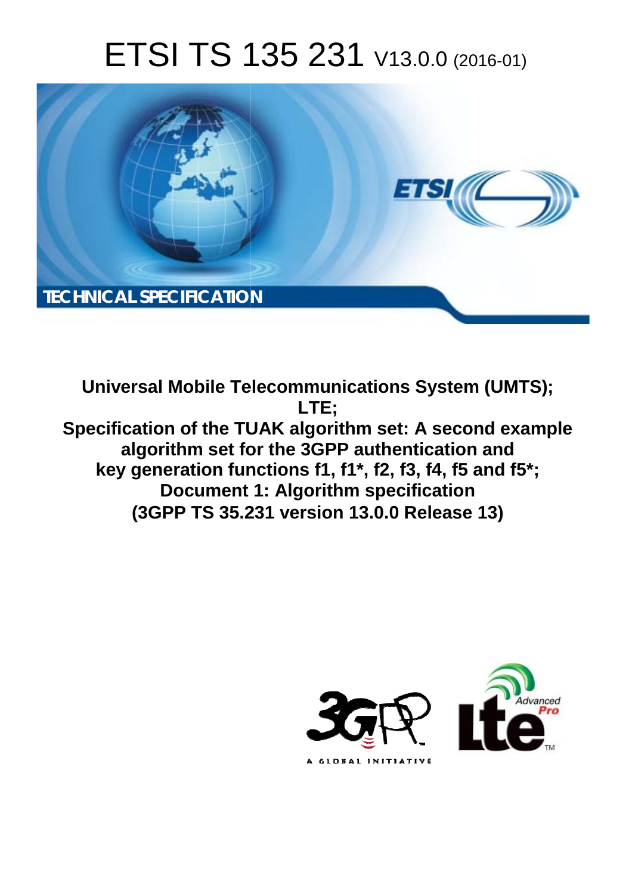# ETSI TS 135 231 V13.0.0 (2016-01)

TECHNICAL SPECIFICATION

**Universal Mobile Telecommunications System (UMTS); LTE; Specification of the TUAK algorithm set: A second example algorithm set for the 3GPP authentication and key generation functions f1, f1*, f2, f3, f4, f5 and f5*; Document 1: Algorithm specification (3GPP TS 35.231 version 13.0.0 Release 13)**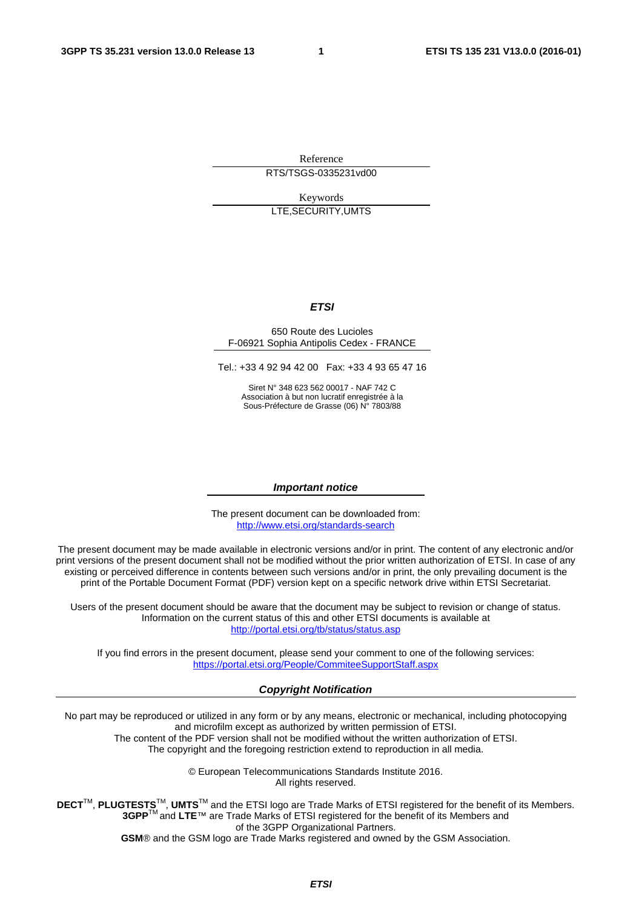Reference

RTS/TSGS-0335231vd00

Keywords

LTE,SECURITY,UMTS

***ETSI***

650 Route des Lucioles
F-06921 Sophia Antipolis Cedex - FRANCE

Tel.: +33 4 92 94 42 00   Fax: +33 4 93 65 47 16

Siret N° 348 623 562 00017 - NAF 742 C
Association à but non lucratif enregistrée à la
Sous-Préfecture de Grasse (06) N° 7803/88

***Important notice***

The present document can be downloaded from:
http://www.etsi.org/standards-search

The present document may be made available in electronic versions and/or in print. The content of any electronic and/or print versions of the present document shall not be modified without the prior written authorization of ETSI. In case of any existing or perceived difference in contents between such versions and/or in print, the only prevailing document is the print of the Portable Document Format (PDF) version kept on a specific network drive within ETSI Secretariat.

Users of the present document should be aware that the document may be subject to revision or change of status. Information on the current status of this and other ETSI documents is available at
http://portal.etsi.org/tb/status/status.asp

If you find errors in the present document, please send your comment to one of the following services:
https://portal.etsi.org/People/CommiteeSupportStaff.aspx

***Copyright Notification***

No part may be reproduced or utilized in any form or by any means, electronic or mechanical, including photocopying and microfilm except as authorized by written permission of ETSI.
The content of the PDF version shall not be modified without the written authorization of ETSI.
The copyright and the foregoing restriction extend to reproduction in all media.

© European Telecommunications Standards Institute 2016.
All rights reserved.

**DECT**™, **PLUGTESTS**™, **UMTS**™ and the ETSI logo are Trade Marks of ETSI registered for the benefit of its Members.
**3GPP**™ and **LTE**™ are Trade Marks of ETSI registered for the benefit of its Members and of the 3GPP Organizational Partners.
**GSM**® and the GSM logo are Trade Marks registered and owned by the GSM Association.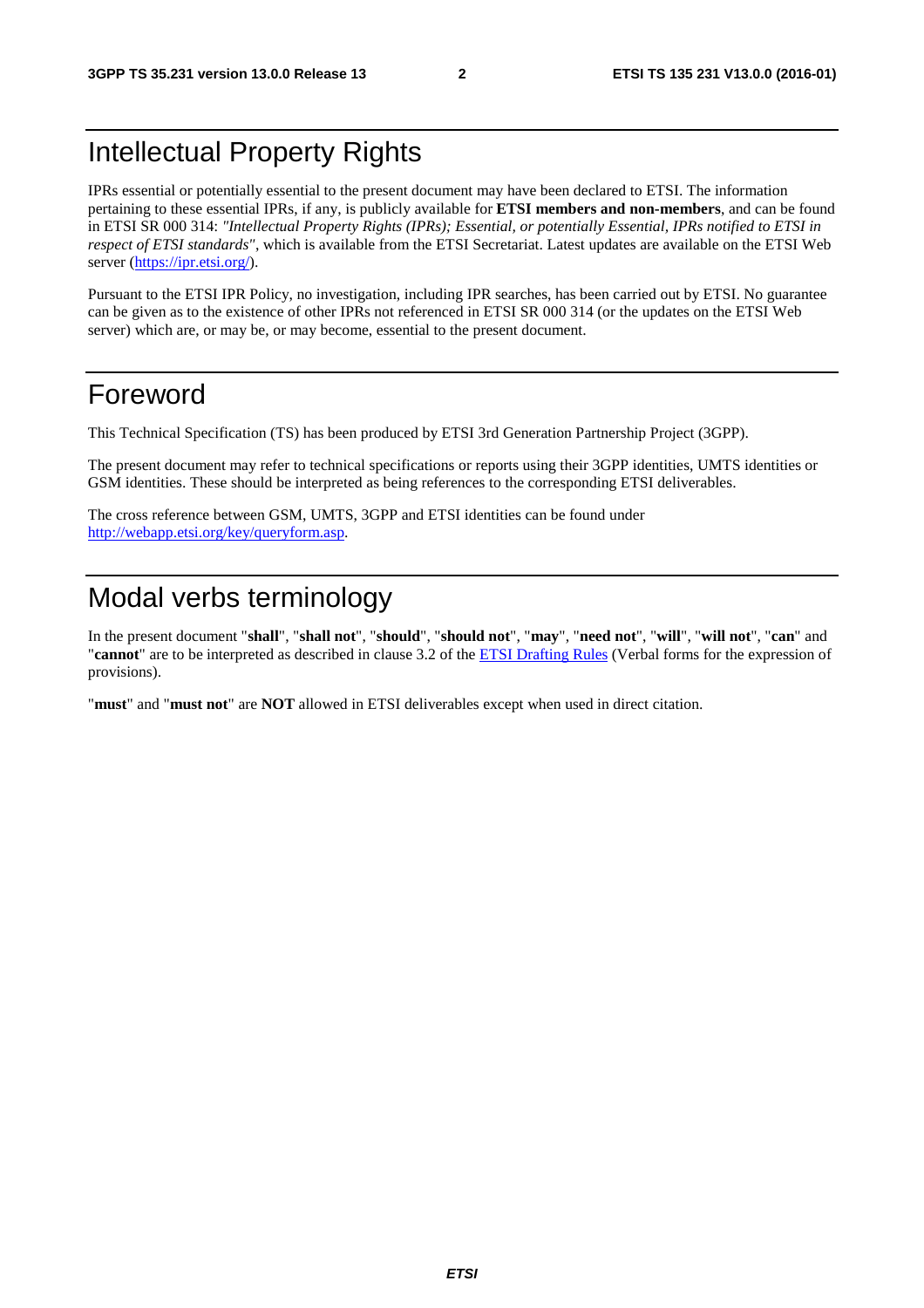# Intellectual Property Rights

IPRs essential or potentially essential to the present document may have been declared to ETSI. The information pertaining to these essential IPRs, if any, is publicly available for **ETSI members and non-members**, and can be found in ETSI SR 000 314: *"Intellectual Property Rights (IPRs); Essential, or potentially Essential, IPRs notified to ETSI in respect of ETSI standards"*, which is available from the ETSI Secretariat. Latest updates are available on the ETSI Web server (https://ipr.etsi.org/).

Pursuant to the ETSI IPR Policy, no investigation, including IPR searches, has been carried out by ETSI. No guarantee can be given as to the existence of other IPRs not referenced in ETSI SR 000 314 (or the updates on the ETSI Web server) which are, or may be, or may become, essential to the present document.

# Foreword

This Technical Specification (TS) has been produced by ETSI 3rd Generation Partnership Project (3GPP).

The present document may refer to technical specifications or reports using their 3GPP identities, UMTS identities or GSM identities. These should be interpreted as being references to the corresponding ETSI deliverables.

The cross reference between GSM, UMTS, 3GPP and ETSI identities can be found under http://webapp.etsi.org/key/queryform.asp.

# Modal verbs terminology

In the present document "**shall**", "**shall not**", "**should**", "**should not**", "**may**", "**need not**", "**will**", "**will not**", "**can**" and "**cannot**" are to be interpreted as described in clause 3.2 of the ETSI Drafting Rules (Verbal forms for the expression of provisions).

"**must**" and "**must not**" are **NOT** allowed in ETSI deliverables except when used in direct citation.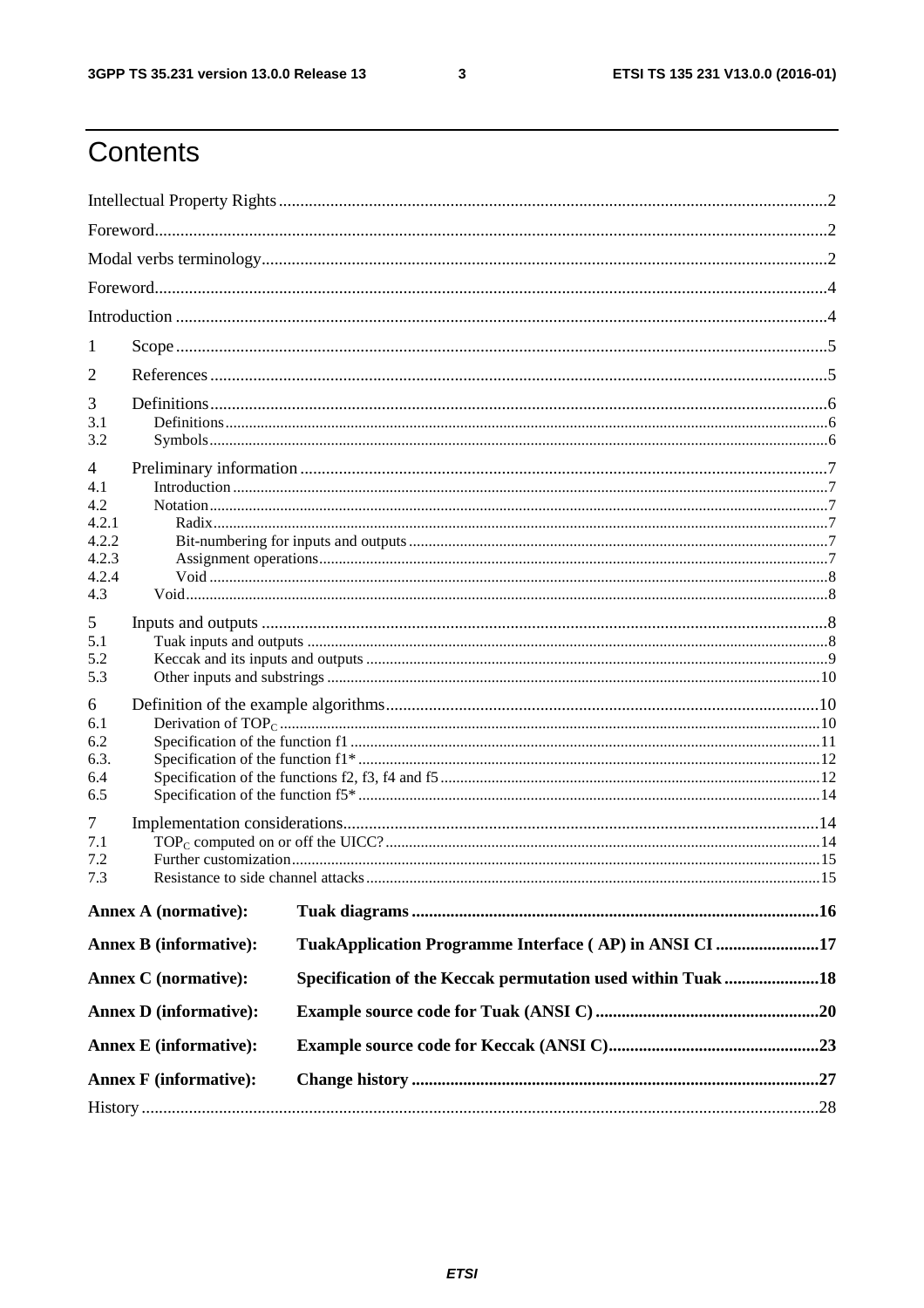# Contents

Intellectual Property Rights .......... 2

Foreword .......... 2

Modal verbs terminology .......... 2

Foreword .......... 4

Introduction .......... 4

1 Scope .......... 5

2 References .......... 5

3 Definitions .......... 6
- 3.1 Definitions .......... 6
- 3.2 Symbols .......... 6

4 Preliminary information .......... 7
- 4.1 Introduction .......... 7
- 4.2 Notation .......... 7
  - 4.2.1 Radix .......... 7
  - 4.2.2 Bit-numbering for inputs and outputs .......... 7
  - 4.2.3 Assignment operations .......... 7
  - 4.2.4 Void .......... 8
- 4.3 Void .......... 8

5 Inputs and outputs .......... 8
- 5.1 Tuak inputs and outputs .......... 8
- 5.2 Keccak and its inputs and outputs .......... 9
- 5.3 Other inputs and substrings .......... 10

6 Definition of the example algorithms .......... 10
- 6.1 Derivation of $TOP_C$ .......... 10
- 6.2 Specification of the function f1 .......... 11
- 6.3. Specification of the function f1* .......... 12
- 6.4 Specification of the functions f2, f3, f4 and f5 .......... 12
- 6.5 Specification of the function f5* .......... 14

7 Implementation considerations .......... 14
- 7.1 $TOP_C$ computed on or off the UICC? .......... 14
- 7.2 Further customization .......... 15
- 7.3 Resistance to side channel attacks .......... 15

**Annex A (normative): Tuak diagrams .......... 16**

**Annex B (informative): TuakApplication Programme Interface ( AP) in ANSI CI .......... 17**

**Annex C (normative): Specification of the Keccak permutation used within Tuak .......... 18**

**Annex D (informative): Example source code for Tuak (ANSI C) .......... 20**

**Annex E (informative): Example source code for Keccak (ANSI C) .......... 23**

**Annex F (informative): Change history .......... 27**

History .......... 28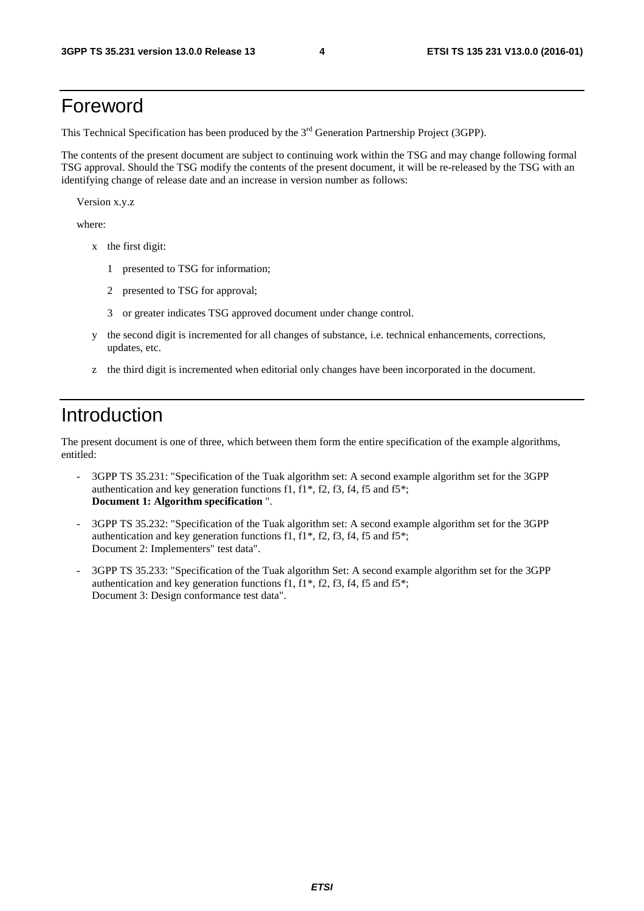# Foreword

This Technical Specification has been produced by the 3rd Generation Partnership Project (3GPP).

The contents of the present document are subject to continuing work within the TSG and may change following formal TSG approval. Should the TSG modify the contents of the present document, it will be re-released by the TSG with an identifying change of release date and an increase in version number as follows:

Version x.y.z

where:

x the first digit:

1 presented to TSG for information;

2 presented to TSG for approval;

3 or greater indicates TSG approved document under change control.

y the second digit is incremented for all changes of substance, i.e. technical enhancements, corrections, updates, etc.

z the third digit is incremented when editorial only changes have been incorporated in the document.

# Introduction

The present document is one of three, which between them form the entire specification of the example algorithms, entitled:

- 3GPP TS 35.231: "Specification of the Tuak algorithm set: A second example algorithm set for the 3GPP authentication and key generation functions f1, f1*, f2, f3, f4, f5 and f5*;
  **Document 1: Algorithm specification** ".
- 3GPP TS 35.232: "Specification of the Tuak algorithm set: A second example algorithm set for the 3GPP authentication and key generation functions f1, f1*, f2, f3, f4, f5 and f5*;
  Document 2: Implementers" test data".
- 3GPP TS 35.233: "Specification of the Tuak algorithm Set: A second example algorithm set for the 3GPP authentication and key generation functions f1, f1*, f2, f3, f4, f5 and f5*;
  Document 3: Design conformance test data".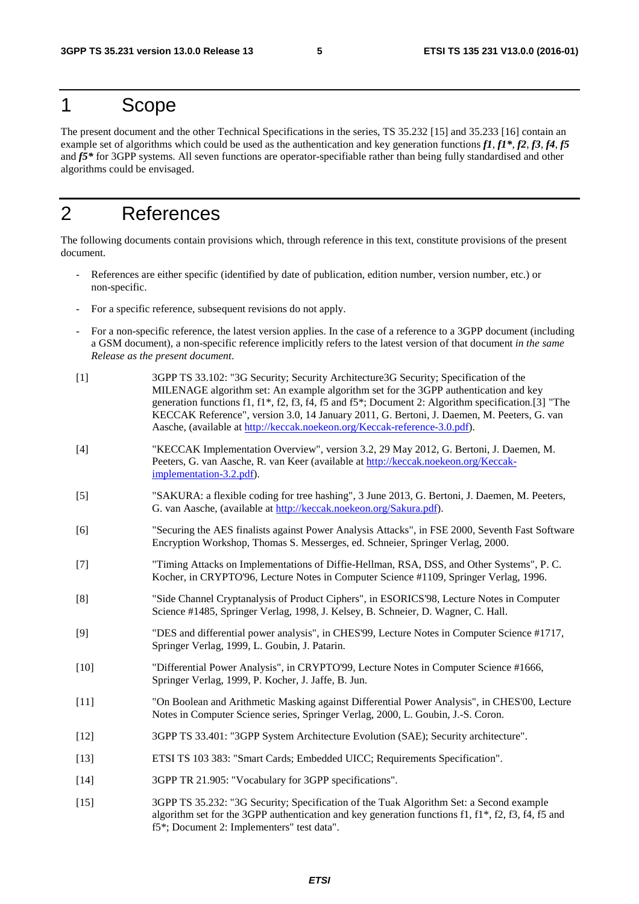# 1 Scope

The present document and the other Technical Specifications in the series, TS 35.232 [15] and 35.233 [16] contain an example set of algorithms which could be used as the authentication and key generation functions ***f1***, ***f1****, ***f2***, ***f3***, ***f4***, ***f5*** and ***f5**** for 3GPP systems. All seven functions are operator-specifiable rather than being fully standardised and other algorithms could be envisaged.

# 2 References

The following documents contain provisions which, through reference in this text, constitute provisions of the present document.

- References are either specific (identified by date of publication, edition number, version number, etc.) or non-specific.
- For a specific reference, subsequent revisions do not apply.
- For a non-specific reference, the latest version applies. In the case of a reference to a 3GPP document (including a GSM document), a non-specific reference implicitly refers to the latest version of that document *in the same Release as the present document*.

[1] 3GPP TS 33.102: "3G Security; Security Architecture3G Security; Specification of the MILENAGE algorithm set: An example algorithm set for the 3GPP authentication and key generation functions f1, f1*, f2, f3, f4, f5 and f5*; Document 2: Algorithm specification.[3] "The KECCAK Reference", version 3.0, 14 January 2011, G. Bertoni, J. Daemen, M. Peeters, G. van Aasche, (available at http://keccak.noekeon.org/Keccak-reference-3.0.pdf).

[4] "KECCAK Implementation Overview", version 3.2, 29 May 2012, G. Bertoni, J. Daemen, M. Peeters, G. van Aasche, R. van Keer (available at http://keccak.noekeon.org/Keccak-implementation-3.2.pdf).

[5] "SAKURA: a flexible coding for tree hashing", 3 June 2013, G. Bertoni, J. Daemen, M. Peeters, G. van Aasche, (available at http://keccak.noekeon.org/Sakura.pdf).

[6] "Securing the AES finalists against Power Analysis Attacks", in FSE 2000, Seventh Fast Software Encryption Workshop, Thomas S. Messerges, ed. Schneier, Springer Verlag, 2000.

[7] "Timing Attacks on Implementations of Diffie-Hellman, RSA, DSS, and Other Systems", P. C. Kocher, in CRYPTO'96, Lecture Notes in Computer Science #1109, Springer Verlag, 1996.

[8] "Side Channel Cryptanalysis of Product Ciphers", in ESORICS'98, Lecture Notes in Computer Science #1485, Springer Verlag, 1998, J. Kelsey, B. Schneier, D. Wagner, C. Hall.

[9] "DES and differential power analysis", in CHES'99, Lecture Notes in Computer Science #1717, Springer Verlag, 1999, L. Goubin, J. Patarin.

[10] "Differential Power Analysis", in CRYPTO'99, Lecture Notes in Computer Science #1666, Springer Verlag, 1999, P. Kocher, J. Jaffe, B. Jun.

[11] "On Boolean and Arithmetic Masking against Differential Power Analysis", in CHES'00, Lecture Notes in Computer Science series, Springer Verlag, 2000, L. Goubin, J.-S. Coron.

[12] 3GPP TS 33.401: "3GPP System Architecture Evolution (SAE); Security architecture".

[13] ETSI TS 103 383: "Smart Cards; Embedded UICC; Requirements Specification".

[14] 3GPP TR 21.905: "Vocabulary for 3GPP specifications".

[15] 3GPP TS 35.232: "3G Security; Specification of the Tuak Algorithm Set: a Second example algorithm set for the 3GPP authentication and key generation functions f1, f1*, f2, f3, f4, f5 and f5*; Document 2: Implementers" test data".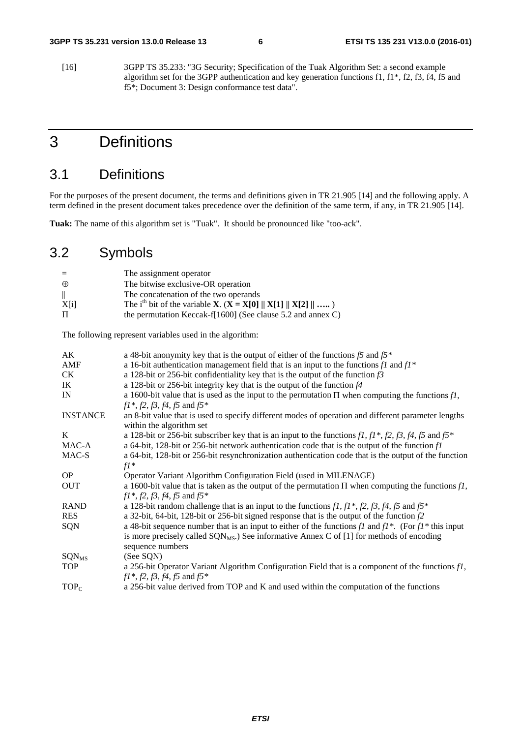[16] 3GPP TS 35.233: "3G Security; Specification of the Tuak Algorithm Set: a second example algorithm set for the 3GPP authentication and key generation functions f1, f1*, f2, f3, f4, f5 and f5*; Document 3: Design conformance test data".

# 3 Definitions

## 3.1 Definitions

For the purposes of the present document, the terms and definitions given in TR 21.905 [14] and the following apply. A term defined in the present document takes precedence over the definition of the same term, if any, in TR 21.905 [14].

**Tuak:** The name of this algorithm set is "Tuak". It should be pronounced like "too-ack".

## 3.2 Symbols

| | |
|---|---|
| = | The assignment operator |
| ⊕ | The bitwise exclusive-OR operation |
| \|\| | The concatenation of the two operands |
| X[i] | The i[th] bit of the variable **X**. (**X = X[0] \|\| X[1] \|\| X[2] \|\| …..** ) |
| Π | the permutation Keccak-f[1600] (See clause 5.2 and annex C) |

The following represent variables used in the algorithm:

| | |
|---|---|
| AK | a 48-bit anonymity key that is the output of either of the functions *f5* and *f5\** |
| AMF | a 16-bit authentication management field that is an input to the functions *f1* and *f1\** |
| CK | a 128-bit or 256-bit confidentiality key that is the output of the function *f3* |
| IK | a 128-bit or 256-bit integrity key that is the output of the function *f4* |
| IN | a 1600-bit value that is used as the input to the permutation Π when computing the functions *f1*, *f1\**, *f2*, *f3*, *f4*, *f5* and *f5\** |
| INSTANCE | an 8-bit value that is used to specify different modes of operation and different parameter lengths within the algorithm set |
| K | a 128-bit or 256-bit subscriber key that is an input to the functions *f1*, *f1\**, *f2*, *f3*, *f4*, *f5* and *f5\** |
| MAC-A | a 64-bit, 128-bit or 256-bit network authentication code that is the output of the function *f1* |
| MAC-S | a 64-bit, 128-bit or 256-bit resynchronization authentication code that is the output of the function *f1\** |
| OP | Operator Variant Algorithm Configuration Field (used in MILENAGE) |
| OUT | a 1600-bit value that is taken as the output of the permutation Π when computing the functions *f1*, *f1\**, *f2*, *f3*, *f4*, *f5* and *f5\** |
| RAND | a 128-bit random challenge that is an input to the functions *f1*, *f1\**, *f2*, *f3*, *f4*, *f5* and *f5\** |
| RES | a 32-bit, 64-bit, 128-bit or 256-bit signed response that is the output of the function *f2* |
| SQN | a 48-bit sequence number that is an input to either of the functions *f1* and *f1\**. (For *f1\** this input is more precisely called $SQN_{MS}$.) See informative Annex C of [1] for methods of encoding sequence numbers |
| $SQN_{MS}$ | (See SQN) |
| TOP | a 256-bit Operator Variant Algorithm Configuration Field that is a component of the functions *f1*, *f1\**, *f2*, *f3*, *f4*, *f5* and *f5\** |
| $TOP_C$ | a 256-bit value derived from TOP and K and used within the computation of the functions |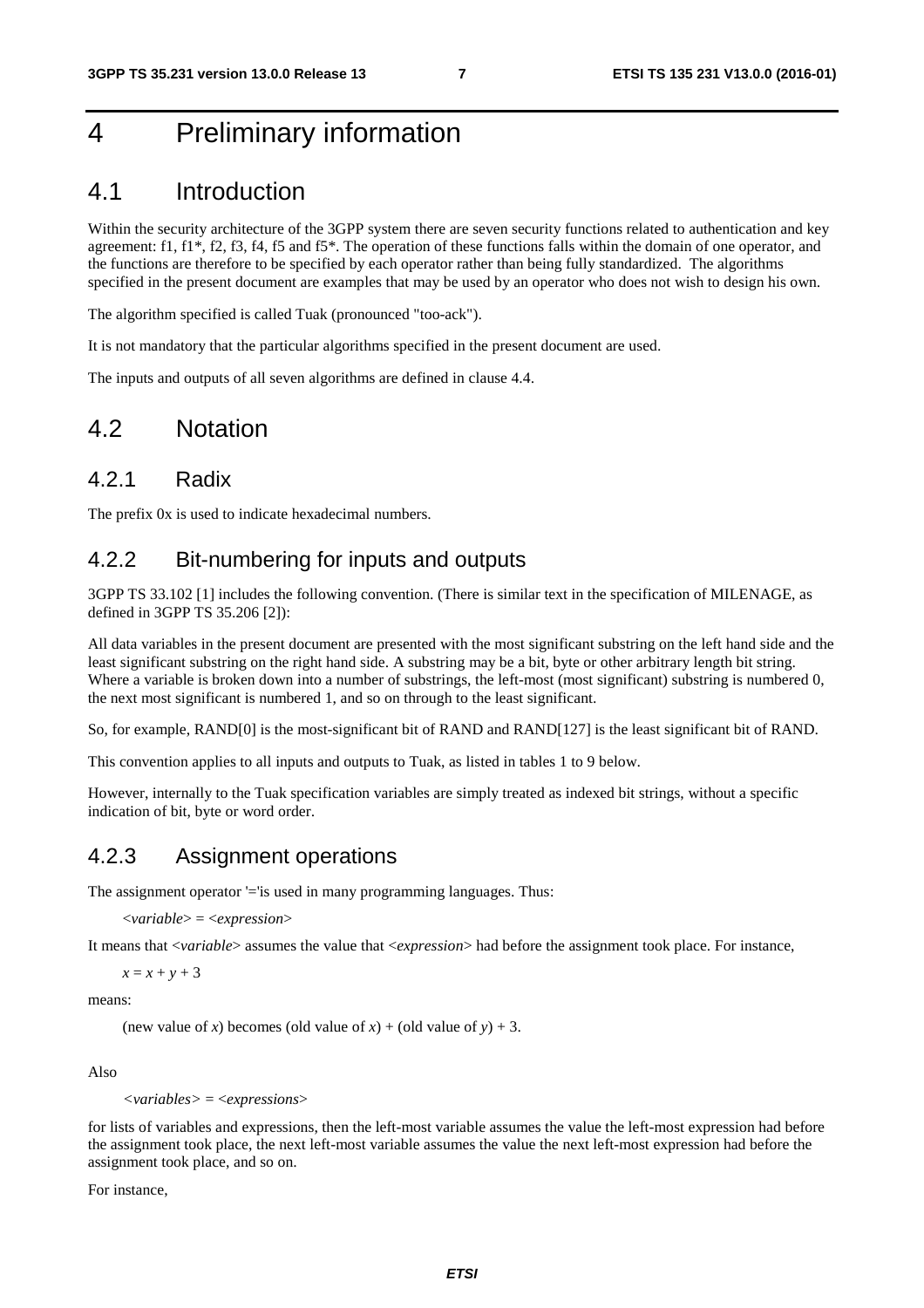# 4 Preliminary information

## 4.1 Introduction

Within the security architecture of the 3GPP system there are seven security functions related to authentication and key agreement: f1, f1*, f2, f3, f4, f5 and f5*. The operation of these functions falls within the domain of one operator, and the functions are therefore to be specified by each operator rather than being fully standardized. The algorithms specified in the present document are examples that may be used by an operator who does not wish to design his own.

The algorithm specified is called Tuak (pronounced "too-ack").

It is not mandatory that the particular algorithms specified in the present document are used.

The inputs and outputs of all seven algorithms are defined in clause 4.4.

## 4.2 Notation

### 4.2.1 Radix

The prefix 0x is used to indicate hexadecimal numbers.

### 4.2.2 Bit-numbering for inputs and outputs

3GPP TS 33.102 [1] includes the following convention. (There is similar text in the specification of MILENAGE, as defined in 3GPP TS 35.206 [2]):

All data variables in the present document are presented with the most significant substring on the left hand side and the least significant substring on the right hand side. A substring may be a bit, byte or other arbitrary length bit string. Where a variable is broken down into a number of substrings, the left-most (most significant) substring is numbered 0, the next most significant is numbered 1, and so on through to the least significant.

So, for example, RAND[0] is the most-significant bit of RAND and RAND[127] is the least significant bit of RAND.

This convention applies to all inputs and outputs to Tuak, as listed in tables 1 to 9 below.

However, internally to the Tuak specification variables are simply treated as indexed bit strings, without a specific indication of bit, byte or word order.

### 4.2.3 Assignment operations

The assignment operator '='is used in many programming languages. Thus:

<*variable*> = <*expression*>

It means that <*variable*> assumes the value that <*expression*> had before the assignment took place. For instance,

$x = x + y + 3$

means:

(new value of $x$) becomes (old value of $x$) + (old value of $y$) + 3.

Also

<*variables*> = <*expressions*>

for lists of variables and expressions, then the left-most variable assumes the value the left-most expression had before the assignment took place, the next left-most variable assumes the value the next left-most expression had before the assignment took place, and so on.

For instance,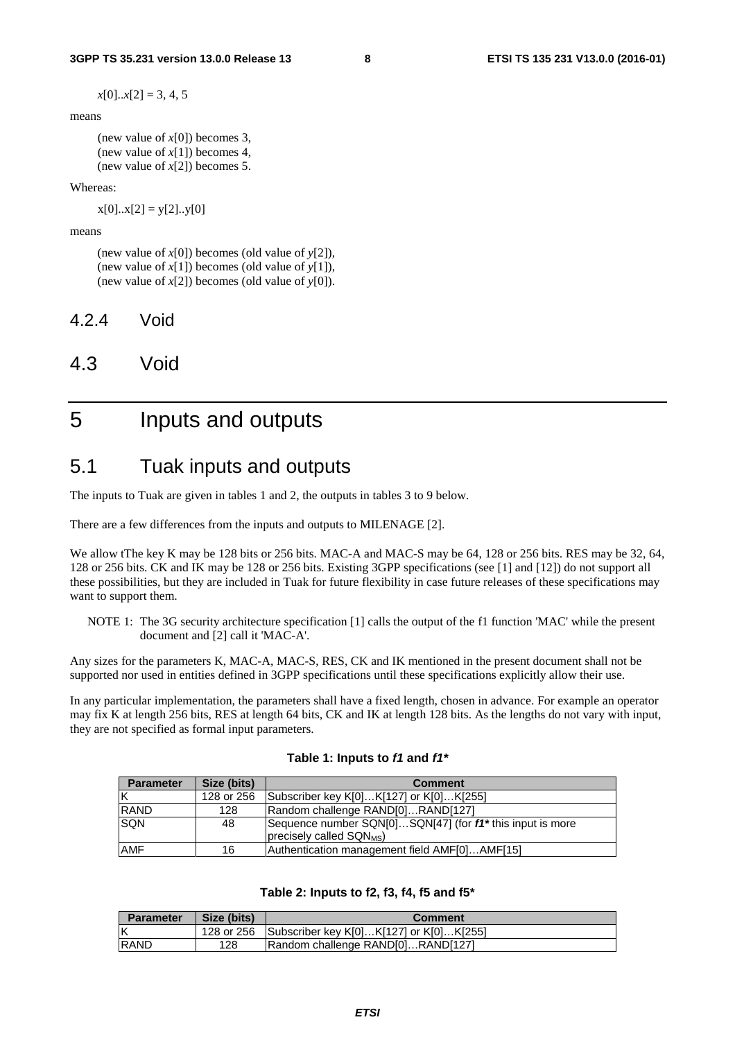$x[0]..x[2] = 3, 4, 5$

means

(new value of $x[0]$) becomes 3,
(new value of $x[1]$) becomes 4,
(new value of $x[2]$) becomes 5.

Whereas:

$x[0]..x[2] = y[2]..y[0]$

means

(new value of $x[0]$) becomes (old value of $y[2]$),
(new value of $x[1]$) becomes (old value of $y[1]$),
(new value of $x[2]$) becomes (old value of $y[0]$).

### 4.2.4 Void

## 4.3 Void

# 5 Inputs and outputs

## 5.1 Tuak inputs and outputs

The inputs to Tuak are given in tables 1 and 2, the outputs in tables 3 to 9 below.

There are a few differences from the inputs and outputs to MILENAGE [2].

We allow tThe key K may be 128 bits or 256 bits. MAC-A and MAC-S may be 64, 128 or 256 bits. RES may be 32, 64, 128 or 256 bits. CK and IK may be 128 or 256 bits. Existing 3GPP specifications (see [1] and [12]) do not support all these possibilities, but they are included in Tuak for future flexibility in case future releases of these specifications may want to support them.

NOTE 1: The 3G security architecture specification [1] calls the output of the f1 function 'MAC' while the present document and [2] call it 'MAC-A'.

Any sizes for the parameters K, MAC-A, MAC-S, RES, CK and IK mentioned in the present document shall not be supported nor used in entities defined in 3GPP specifications until these specifications explicitly allow their use.

In any particular implementation, the parameters shall have a fixed length, chosen in advance. For example an operator may fix K at length 256 bits, RES at length 64 bits, CK and IK at length 128 bits. As the lengths do not vary with input, they are not specified as formal input parameters.

**Table 1: Inputs to *f1* and *f1****

| Parameter | Size (bits) | Comment |
|---|---|---|
| K | 128 or 256 | Subscriber key K[0]…K[127] or K[0]…K[255] |
| RAND | 128 | Random challenge RAND[0]…RAND[127] |
| SQN | 48 | Sequence number SQN[0]…SQN[47] (for ***f1**** this input is more precisely called $SQN_{MS}$) |
| AMF | 16 | Authentication management field AMF[0]…AMF[15] |

**Table 2: Inputs to f2, f3, f4, f5 and f5***

| Parameter | Size (bits) | Comment |
|---|---|---|
| K | 128 or 256 | Subscriber key K[0]…K[127] or K[0]…K[255] |
| RAND | 128 | Random challenge RAND[0]…RAND[127] |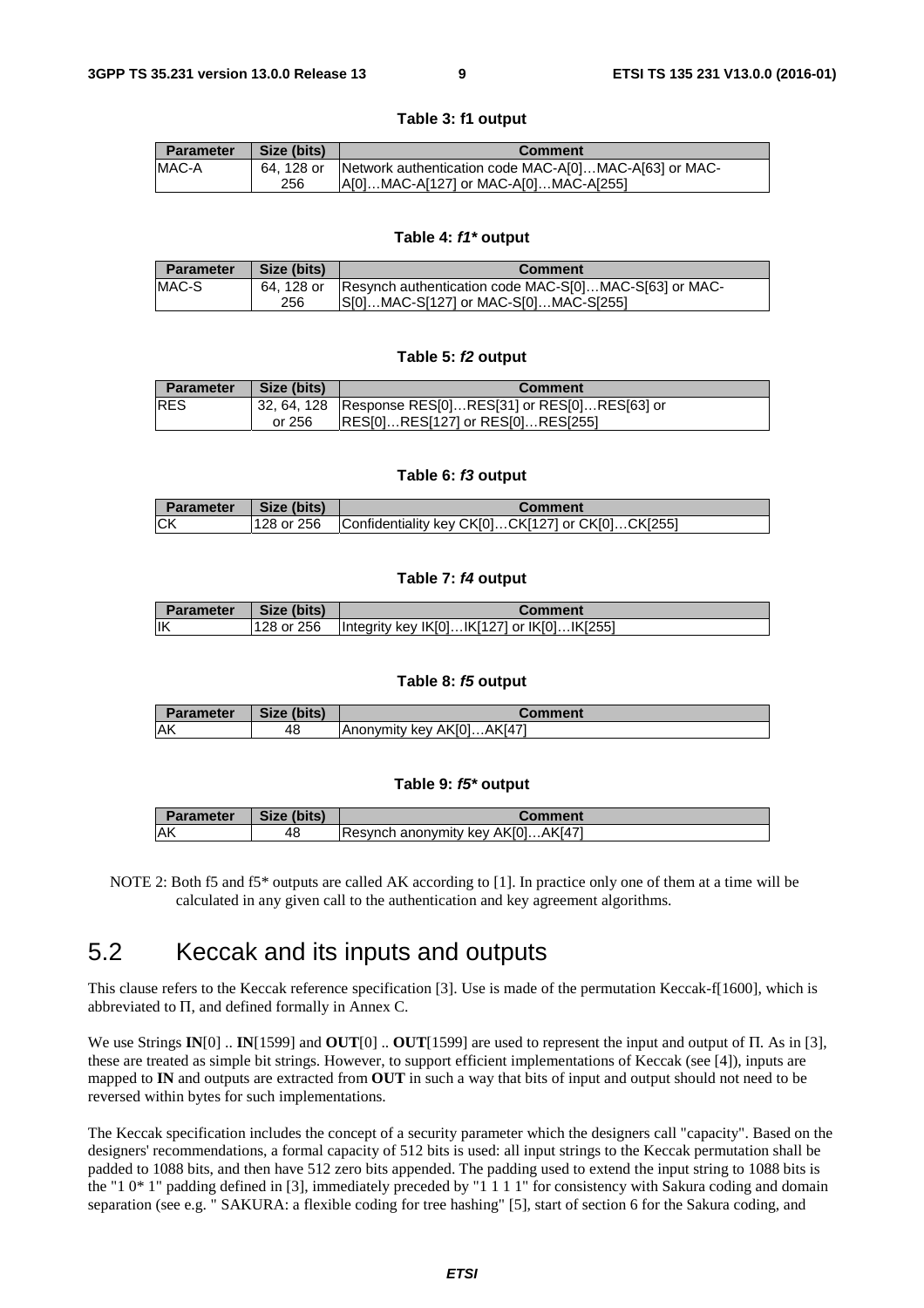**Table 3: f1 output**

| Parameter | Size (bits) | Comment |
|---|---|---|
| MAC-A | 64, 128 or 256 | Network authentication code MAC-A[0]…MAC-A[63] or MAC-A[0]…MAC-A[127] or MAC-A[0]…MAC-A[255] |

**Table 4: *f1** output**

| Parameter | Size (bits) | Comment |
|---|---|---|
| MAC-S | 64, 128 or 256 | Resynch authentication code MAC-S[0]…MAC-S[63] or MAC-S[0]…MAC-S[127] or MAC-S[0]…MAC-S[255] |

**Table 5: *f2* output**

| Parameter | Size (bits) | Comment |
|---|---|---|
| RES | 32, 64, 128 or 256 | Response RES[0]…RES[31] or RES[0]…RES[63] or RES[0]…RES[127] or RES[0]…RES[255] |

**Table 6: *f3* output**

| Parameter | Size (bits) | Comment |
|---|---|---|
| CK | 128 or 256 | Confidentiality key CK[0]…CK[127] or CK[0]…CK[255] |

**Table 7: *f4* output**

| Parameter | Size (bits) | Comment |
|---|---|---|
| IK | 128 or 256 | Integrity key IK[0]…IK[127] or IK[0]…IK[255] |

**Table 8: *f5* output**

| Parameter | Size (bits) | Comment |
|---|---|---|
| AK | 48 | Anonymity key AK[0]…AK[47] |

**Table 9: *f5** output**

| Parameter | Size (bits) | Comment |
|---|---|---|
| AK | 48 | Resynch anonymity key AK[0]…AK[47] |

NOTE 2: Both f5 and f5* outputs are called AK according to [1]. In practice only one of them at a time will be calculated in any given call to the authentication and key agreement algorithms.

## 5.2 Keccak and its inputs and outputs

This clause refers to the Keccak reference specification [3]. Use is made of the permutation Keccak-f[1600], which is abbreviated to Π, and defined formally in Annex C.

We use Strings **IN**[0] .. **IN**[1599] and **OUT**[0] .. **OUT**[1599] are used to represent the input and output of Π. As in [3], these are treated as simple bit strings. However, to support efficient implementations of Keccak (see [4]), inputs are mapped to **IN** and outputs are extracted from **OUT** in such a way that bits of input and output should not need to be reversed within bytes for such implementations.

The Keccak specification includes the concept of a security parameter which the designers call "capacity". Based on the designers' recommendations, a formal capacity of 512 bits is used: all input strings to the Keccak permutation shall be padded to 1088 bits, and then have 512 zero bits appended. The padding used to extend the input string to 1088 bits is the "1 0* 1" padding defined in [3], immediately preceded by "1 1 1 1" for consistency with Sakura coding and domain separation (see e.g. " SAKURA: a flexible coding for tree hashing" [5], start of section 6 for the Sakura coding, and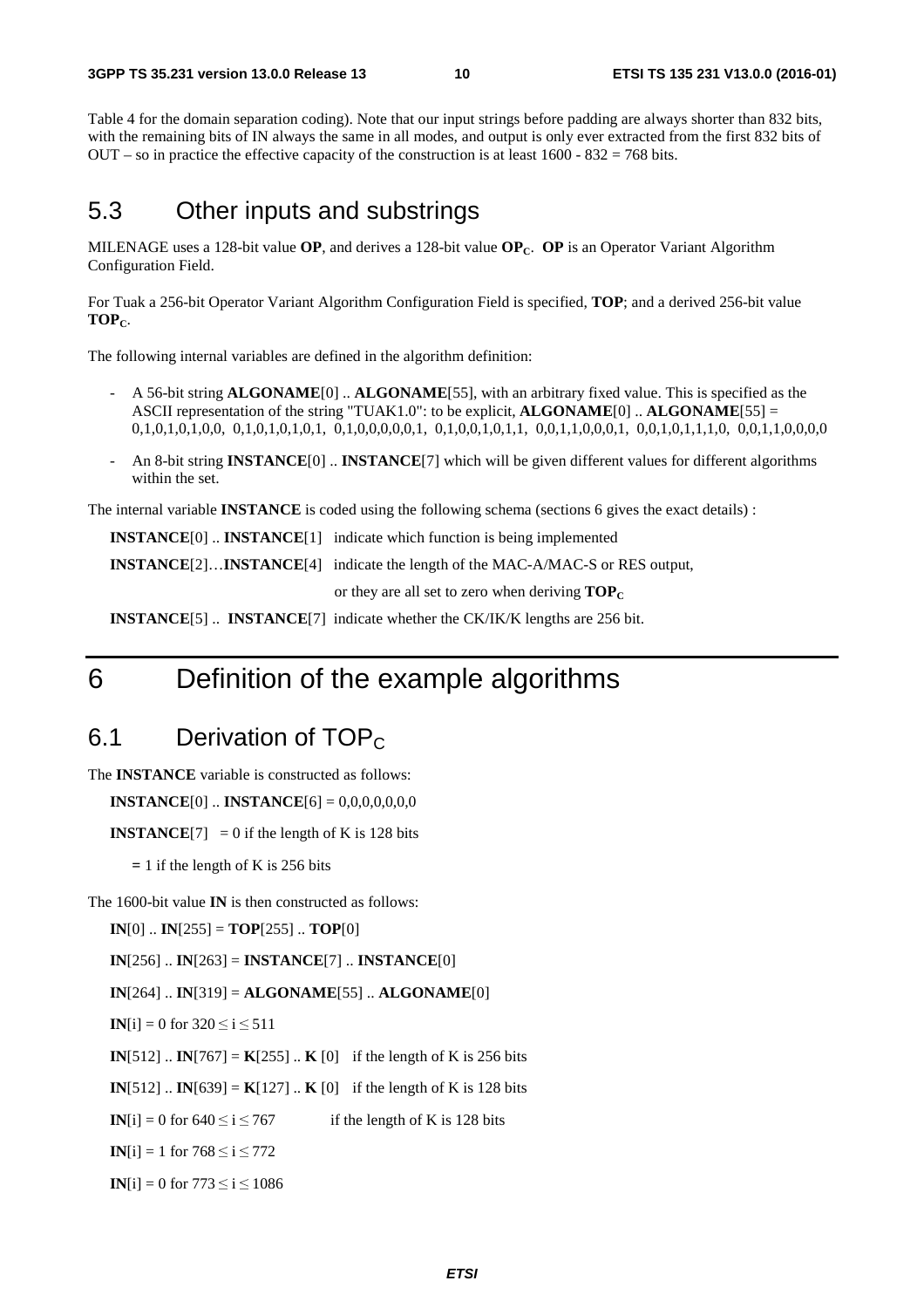Table 4 for the domain separation coding). Note that our input strings before padding are always shorter than 832 bits, with the remaining bits of IN always the same in all modes, and output is only ever extracted from the first 832 bits of OUT – so in practice the effective capacity of the construction is at least 1600 - 832 = 768 bits.

## 5.3 Other inputs and substrings

MILENAGE uses a 128-bit value **OP**, and derives a 128-bit value **OP**$_C$. **OP** is an Operator Variant Algorithm Configuration Field.

For Tuak a 256-bit Operator Variant Algorithm Configuration Field is specified, **TOP**; and a derived 256-bit value **TOP**$_C$.

The following internal variables are defined in the algorithm definition:

- A 56-bit string **ALGONAME**[0] .. **ALGONAME**[55], with an arbitrary fixed value. This is specified as the ASCII representation of the string "TUAK1.0": to be explicit, **ALGONAME**[0] .. **ALGONAME**[55] = 0,1,0,1,0,1,0,0, 0,1,0,1,0,1,0,1, 0,1,0,0,0,0,0,1, 0,1,0,0,1,0,1,1, 0,0,1,1,0,0,0,1, 0,0,1,0,1,1,1,0, 0,0,1,1,0,0,0,0
- An 8-bit string **INSTANCE**[0] .. **INSTANCE**[7] which will be given different values for different algorithms within the set.

The internal variable **INSTANCE** is coded using the following schema (sections 6 gives the exact details) :

**INSTANCE**[0] .. **INSTANCE**[1] indicate which function is being implemented

**INSTANCE**[2]…**INSTANCE**[4] indicate the length of the MAC-A/MAC-S or RES output,

or they are all set to zero when deriving **TOP**$_C$

**INSTANCE**[5] .. **INSTANCE**[7] indicate whether the CK/IK/K lengths are 256 bit.

# 6 Definition of the example algorithms

## 6.1 Derivation of TOP$_C$

The **INSTANCE** variable is constructed as follows:

**INSTANCE**[0] .. **INSTANCE**[6] = 0,0,0,0,0,0,0

**INSTANCE**[7] = 0 if the length of K is 128 bits

= 1 if the length of K is 256 bits

The 1600-bit value **IN** is then constructed as follows:

**IN**[0] .. **IN**[255] = **TOP**[255] .. **TOP**[0]

**IN**[256] .. **IN**[263] = **INSTANCE**[7] .. **INSTANCE**[0]

**IN**[264] .. **IN**[319] = **ALGONAME**[55] .. **ALGONAME**[0]

**IN**[i] = 0 for $320 \leq i \leq 511$

**IN**[512] .. **IN**[767] = **K**[255] .. **K** [0] if the length of K is 256 bits

**IN**[512] .. **IN**[639] = **K**[127] .. **K** [0] if the length of K is 128 bits

**IN**[i] = 0 for $640 \leq i \leq 767$ if the length of K is 128 bits

**IN**[i] = 1 for $768 \leq i \leq 772$

**IN**[i] = 0 for $773 \leq i \leq 1086$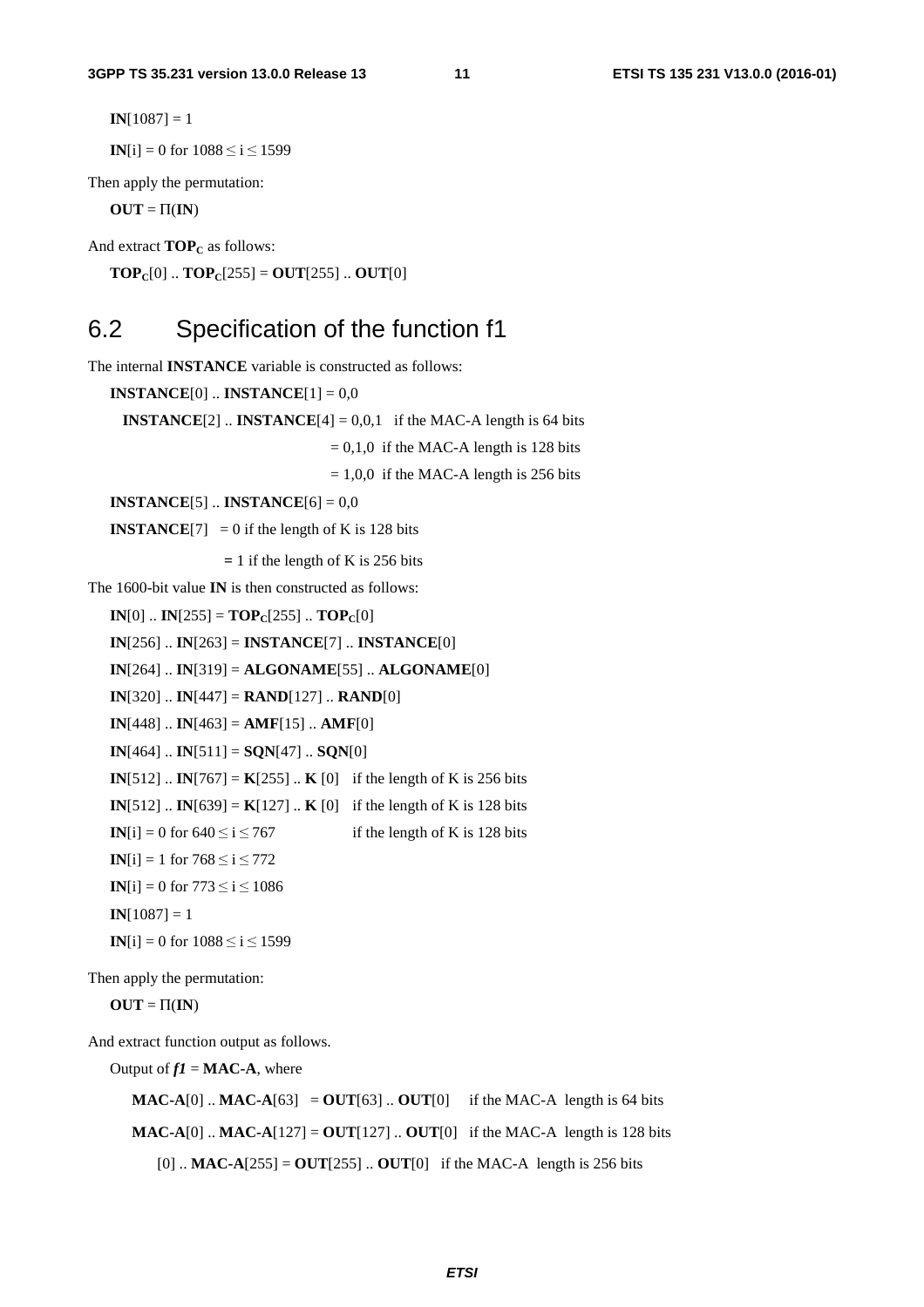**IN**[1087] = 1

**IN**[i] = 0 for $1088 \leq i \leq 1599$

Then apply the permutation:

**OUT** = Π(**IN**)

And extract $\mathbf{TOP_C}$ as follows:

$\mathbf{TOP_C}$[0] .. $\mathbf{TOP_C}$[255] = **OUT**[255] .. **OUT**[0]

## 6.2 Specification of the function f1

The internal **INSTANCE** variable is constructed as follows:

**INSTANCE**[0] .. **INSTANCE**[1] = 0,0

**INSTANCE**[2] .. **INSTANCE**[4] = 0,0,1 if the MAC-A length is 64 bits

= 0,1,0 if the MAC-A length is 128 bits

= 1,0,0 if the MAC-A length is 256 bits

**INSTANCE**[5] .. **INSTANCE**[6] = 0,0

**INSTANCE**[7] = 0 if the length of K is 128 bits

= 1 if the length of K is 256 bits

The 1600-bit value **IN** is then constructed as follows:

**IN**[0] .. **IN**[255] = $\mathbf{TOP_C}$[255] .. $\mathbf{TOP_C}$[0]

**IN**[256] .. **IN**[263] = **INSTANCE**[7] .. **INSTANCE**[0]

**IN**[264] .. **IN**[319] = **ALGONAME**[55] .. **ALGONAME**[0]

**IN**[320] .. **IN**[447] = **RAND**[127] .. **RAND**[0]

**IN**[448] .. **IN**[463] = **AMF**[15] .. **AMF**[0]

**IN**[464] .. **IN**[511] = **SQN**[47] .. **SQN**[0]

**IN**[512] .. **IN**[767] = **K**[255] .. **K** [0] if the length of K is 256 bits

**IN**[512] .. **IN**[639] = **K**[127] .. **K** [0] if the length of K is 128 bits

**IN**[i] = 0 for $640 \leq i \leq 767$ if the length of K is 128 bits

**IN**[i] = 1 for $768 \leq i \leq 772$

**IN**[i] = 0 for $773 \leq i \leq 1086$

**IN**[1087] = 1

**IN**[i] = 0 for $1088 \leq i \leq 1599$

Then apply the permutation:

**OUT** = Π(**IN**)

And extract function output as follows.

Output of ***f1*** = **MAC-A**, where

**MAC-A**[0] .. **MAC-A**[63] = **OUT**[63] .. **OUT**[0] if the MAC-A length is 64 bits

**MAC-A**[0] .. **MAC-A**[127] = **OUT**[127] .. **OUT**[0] if the MAC-A length is 128 bits

[0] .. **MAC-A**[255] = **OUT**[255] .. **OUT**[0] if the MAC-A length is 256 bits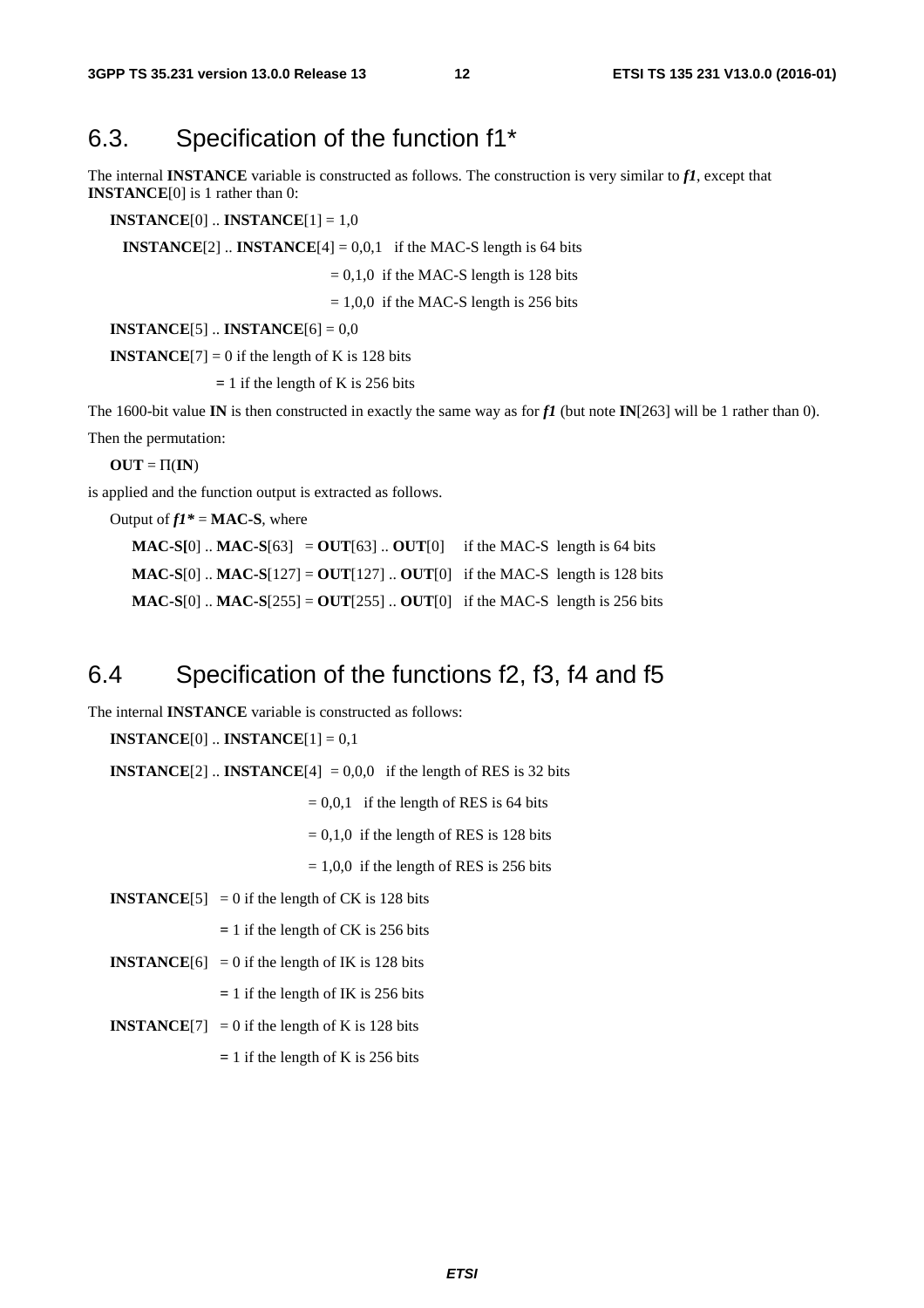## 6.3. Specification of the function f1*

The internal **INSTANCE** variable is constructed as follows. The construction is very similar to ***f1***, except that **INSTANCE**[0] is 1 rather than 0:

**INSTANCE**[0] .. **INSTANCE**[1] = 1,0

**INSTANCE**[2] .. **INSTANCE**[4] = 0,0,1 if the MAC-S length is 64 bits

= 0,1,0 if the MAC-S length is 128 bits

= 1,0,0 if the MAC-S length is 256 bits

**INSTANCE**[5] .. **INSTANCE**[6] = 0,0

**INSTANCE**[7] = 0 if the length of K is 128 bits

= 1 if the length of K is 256 bits

The 1600-bit value **IN** is then constructed in exactly the same way as for ***f1*** (but note **IN**[263] will be 1 rather than 0).

Then the permutation:

**OUT** = Π(**IN**)

is applied and the function output is extracted as follows.

Output of ***f1**** = **MAC-S**, where

**MAC-S[**0] .. **MAC-S**[63] = **OUT**[63] .. **OUT**[0] if the MAC-S length is 64 bits

**MAC-S**[0] .. **MAC-S**[127] = **OUT**[127] .. **OUT**[0] if the MAC-S length is 128 bits

**MAC-S**[0] .. **MAC-S**[255] = **OUT**[255] .. **OUT**[0] if the MAC-S length is 256 bits

## 6.4 Specification of the functions f2, f3, f4 and f5

The internal **INSTANCE** variable is constructed as follows:

**INSTANCE**[0] .. **INSTANCE**[1] = 0,1

**INSTANCE**[2] .. **INSTANCE**[4] = 0,0,0 if the length of RES is 32 bits

= 0,0,1 if the length of RES is 64 bits

= 0,1,0 if the length of RES is 128 bits

= 1,0,0 if the length of RES is 256 bits

**INSTANCE**[5] = 0 if the length of CK is 128 bits

= 1 if the length of CK is 256 bits

**INSTANCE**[6] = 0 if the length of IK is 128 bits

= 1 if the length of IK is 256 bits

**INSTANCE**[7] = 0 if the length of K is 128 bits

= 1 if the length of K is 256 bits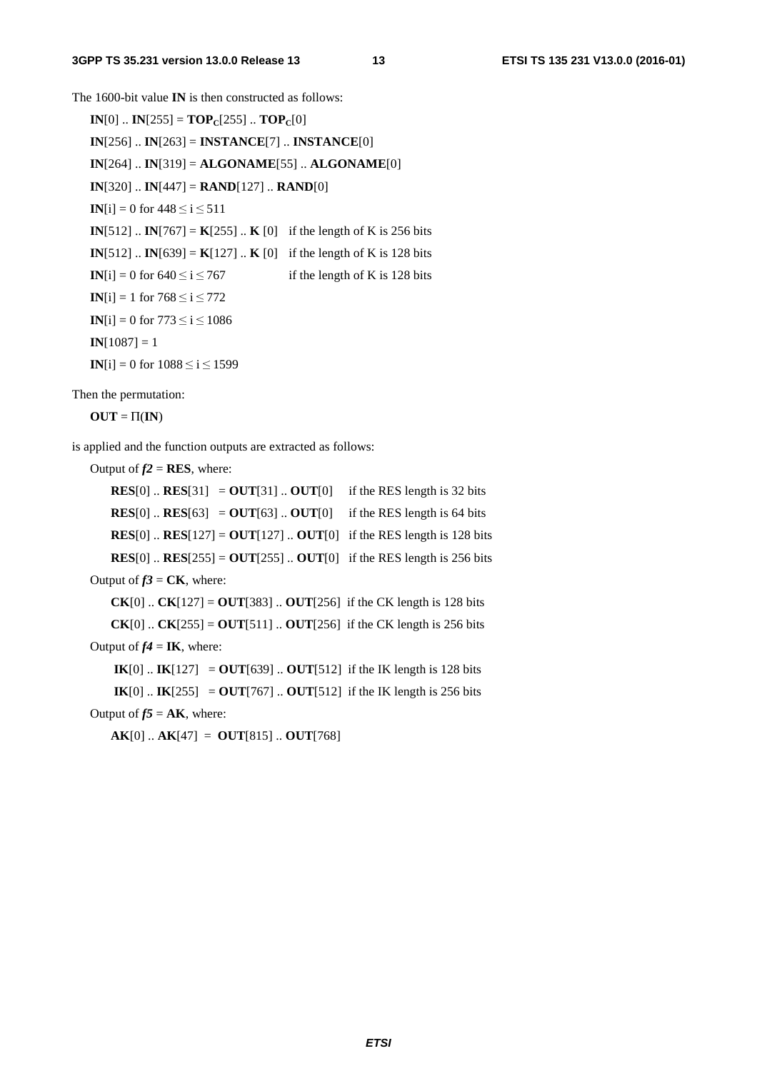The 1600-bit value **IN** is then constructed as follows:

**IN**[0] .. **IN**[255] = $\mathbf{TOP_C}$[255] .. $\mathbf{TOP_C}$[0]

**IN**[256] .. **IN**[263] = **INSTANCE**[7] .. **INSTANCE**[0]

**IN**[264] .. **IN**[319] = **ALGONAME**[55] .. **ALGONAME**[0]

**IN**[320] .. **IN**[447] = **RAND**[127] .. **RAND**[0]

**IN**[i] = 0 for $448 \leq i \leq 511$

**IN**[512] .. **IN**[767] = **K**[255] .. **K** [0] if the length of K is 256 bits

**IN**[512] .. **IN**[639] = **K**[127] .. **K** [0] if the length of K is 128 bits

**IN**[i] = 0 for $640 \leq i \leq 767$ if the length of K is 128 bits

**IN**[i] = 1 for $768 \leq i \leq 772$

**IN**[i] = 0 for $773 \leq i \leq 1086$

**IN**[1087] = 1

**IN**[i] = 0 for $1088 \leq i \leq 1599$

Then the permutation:

**OUT** = Π(**IN**)

is applied and the function outputs are extracted as follows:

Output of ***f2*** = **RES**, where:

**RES**[0] .. **RES**[31] = **OUT**[31] .. **OUT**[0] if the RES length is 32 bits

**RES**[0] .. **RES**[63] = **OUT**[63] .. **OUT**[0] if the RES length is 64 bits

**RES**[0] .. **RES**[127] = **OUT**[127] .. **OUT**[0] if the RES length is 128 bits

**RES**[0] .. **RES**[255] = **OUT**[255] .. **OUT**[0] if the RES length is 256 bits

Output of ***f3*** = **CK**, where:

**CK**[0] .. **CK**[127] = **OUT**[383] .. **OUT**[256] if the CK length is 128 bits

**CK**[0] .. **CK**[255] = **OUT**[511] .. **OUT**[256] if the CK length is 256 bits

Output of ***f4*** = **IK**, where:

**IK**[0] .. **IK**[127] = **OUT**[639] .. **OUT**[512] if the IK length is 128 bits

**IK**[0] .. **IK**[255] = **OUT**[767] .. **OUT**[512] if the IK length is 256 bits

Output of ***f5*** = **AK**, where:

**AK**[0] .. **AK**[47] = **OUT**[815] .. **OUT**[768]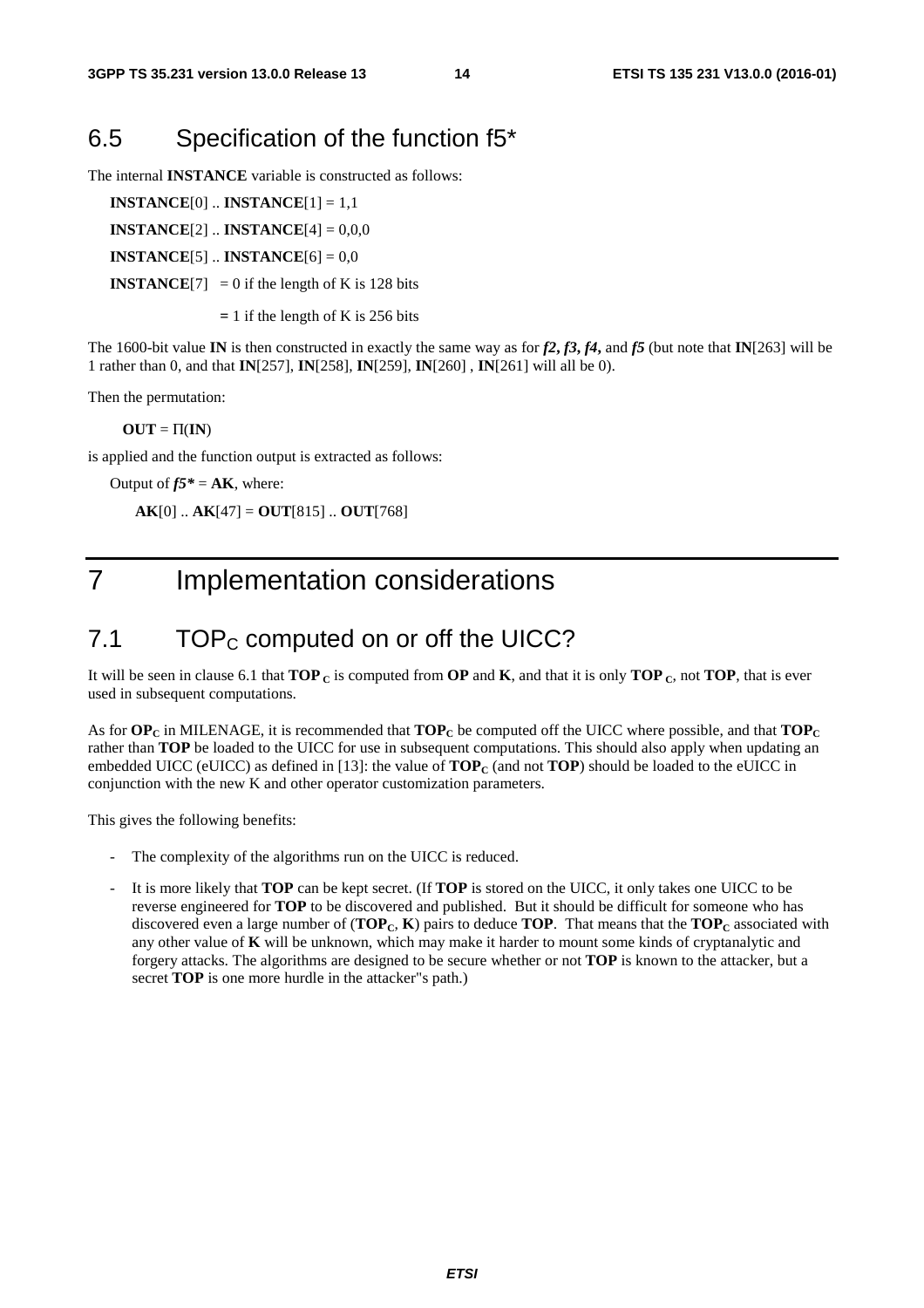## 6.5 Specification of the function f5*

The internal **INSTANCE** variable is constructed as follows:

**INSTANCE**[0] .. **INSTANCE**[1] = 1,1

**INSTANCE**[2] .. **INSTANCE**[4] = 0,0,0

**INSTANCE**[5] .. **INSTANCE**[6] = 0,0

**INSTANCE**[7] = 0 if the length of K is 128 bits

= 1 if the length of K is 256 bits

The 1600-bit value **IN** is then constructed in exactly the same way as for ***f2, f3, f4,*** and ***f5*** (but note that **IN**[263] will be 1 rather than 0, and that **IN**[257], **IN**[258], **IN**[259], **IN**[260] , **IN**[261] will all be 0).

Then the permutation:

**OUT** = Π(**IN**)

is applied and the function output is extracted as follows:

Output of ***f5**** = **AK**, where:

**AK**[0] .. **AK**[47] = **OUT**[815] .. **OUT**[768]

# 7 Implementation considerations

## 7.1 $TOP_C$ computed on or off the UICC?

It will be seen in clause 6.1 that $\mathbf{TOP_C}$ is computed from **OP** and **K**, and that it is only $\mathbf{TOP_C}$, not **TOP**, that is ever used in subsequent computations.

As for $\mathbf{OP_C}$ in MILENAGE, it is recommended that $\mathbf{TOP_C}$ be computed off the UICC where possible, and that $\mathbf{TOP_C}$ rather than **TOP** be loaded to the UICC for use in subsequent computations. This should also apply when updating an embedded UICC (eUICC) as defined in [13]: the value of $\mathbf{TOP_C}$ (and not **TOP**) should be loaded to the eUICC in conjunction with the new K and other operator customization parameters.

This gives the following benefits:

- The complexity of the algorithms run on the UICC is reduced.
- It is more likely that **TOP** can be kept secret. (If **TOP** is stored on the UICC, it only takes one UICC to be reverse engineered for **TOP** to be discovered and published. But it should be difficult for someone who has discovered even a large number of ($\mathbf{TOP_C}$, **K**) pairs to deduce **TOP**. That means that the $\mathbf{TOP_C}$ associated with any other value of **K** will be unknown, which may make it harder to mount some kinds of cryptanalytic and forgery attacks. The algorithms are designed to be secure whether or not **TOP** is known to the attacker, but a secret **TOP** is one more hurdle in the attacker"s path.)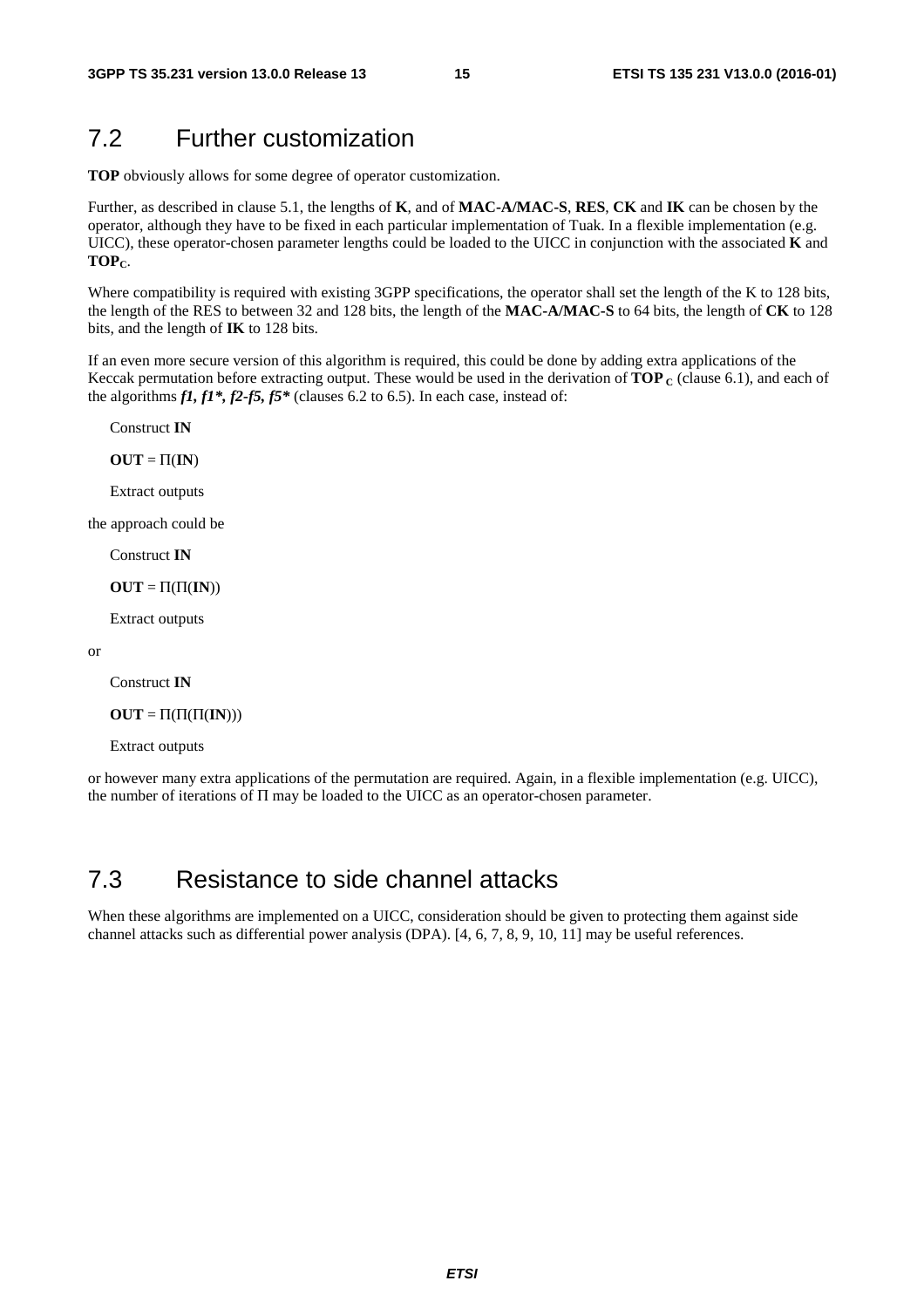## 7.2 Further customization

**TOP** obviously allows for some degree of operator customization.

Further, as described in clause 5.1, the lengths of **K**, and of **MAC-A/MAC-S**, **RES**, **CK** and **IK** can be chosen by the operator, although they have to be fixed in each particular implementation of Tuak. In a flexible implementation (e.g. UICC), these operator-chosen parameter lengths could be loaded to the UICC in conjunction with the associated **K** and $\mathbf{TOP_C}$.

Where compatibility is required with existing 3GPP specifications, the operator shall set the length of the K to 128 bits, the length of the RES to between 32 and 128 bits, the length of the **MAC-A/MAC-S** to 64 bits, the length of **CK** to 128 bits, and the length of **IK** to 128 bits.

If an even more secure version of this algorithm is required, this could be done by adding extra applications of the Keccak permutation before extracting output. These would be used in the derivation of $\mathbf{TOP_C}$ (clause 6.1), and each of the algorithms ***f1, f1\*, f2-f5, f5\**** (clauses 6.2 to 6.5). In each case, instead of:

Construct **IN**

**OUT** = Π(**IN**)

Extract outputs

the approach could be

Construct **IN**

**OUT** = Π(Π(**IN**))

Extract outputs

or

Construct **IN**

**OUT** = Π(Π(Π(**IN**)))

Extract outputs

or however many extra applications of the permutation are required. Again, in a flexible implementation (e.g. UICC), the number of iterations of Π may be loaded to the UICC as an operator-chosen parameter.

## 7.3 Resistance to side channel attacks

When these algorithms are implemented on a UICC, consideration should be given to protecting them against side channel attacks such as differential power analysis (DPA). [4, 6, 7, 8, 9, 10, 11] may be useful references.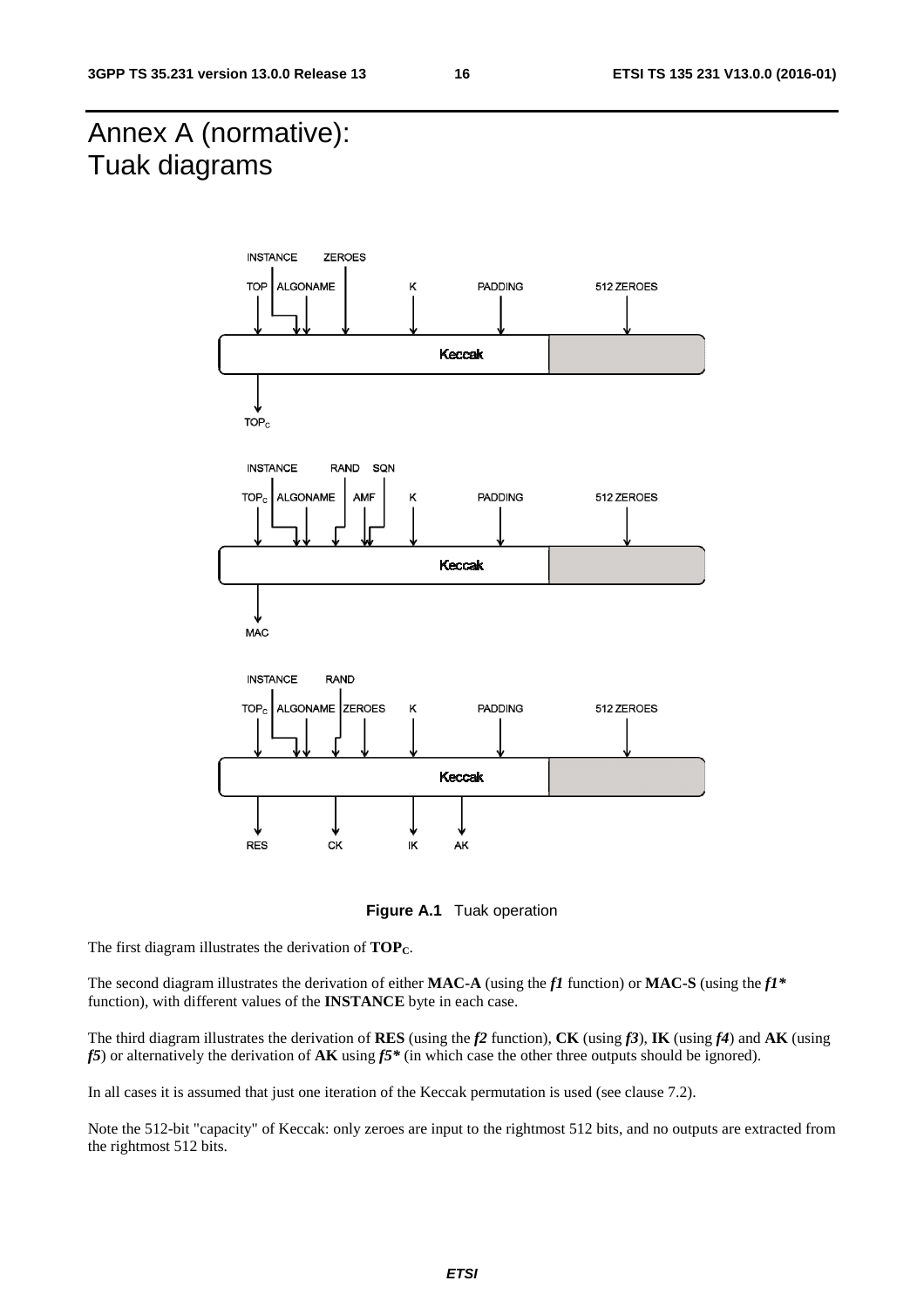# Annex A (normative): Tuak diagrams

**Figure A.1** Tuak operation

The first diagram illustrates the derivation of $\mathbf{TOP_C}$.

The second diagram illustrates the derivation of either **MAC-A** (using the ***f1*** function) or **MAC-S** (using the ***f1**** function), with different values of the **INSTANCE** byte in each case.

The third diagram illustrates the derivation of **RES** (using the ***f2*** function), **CK** (using ***f3***), **IK** (using ***f4***) and **AK** (using ***f5***) or alternatively the derivation of **AK** using ***f5**** (in which case the other three outputs should be ignored).

In all cases it is assumed that just one iteration of the Keccak permutation is used (see clause 7.2).

Note the 512-bit "capacity" of Keccak: only zeroes are input to the rightmost 512 bits, and no outputs are extracted from the rightmost 512 bits.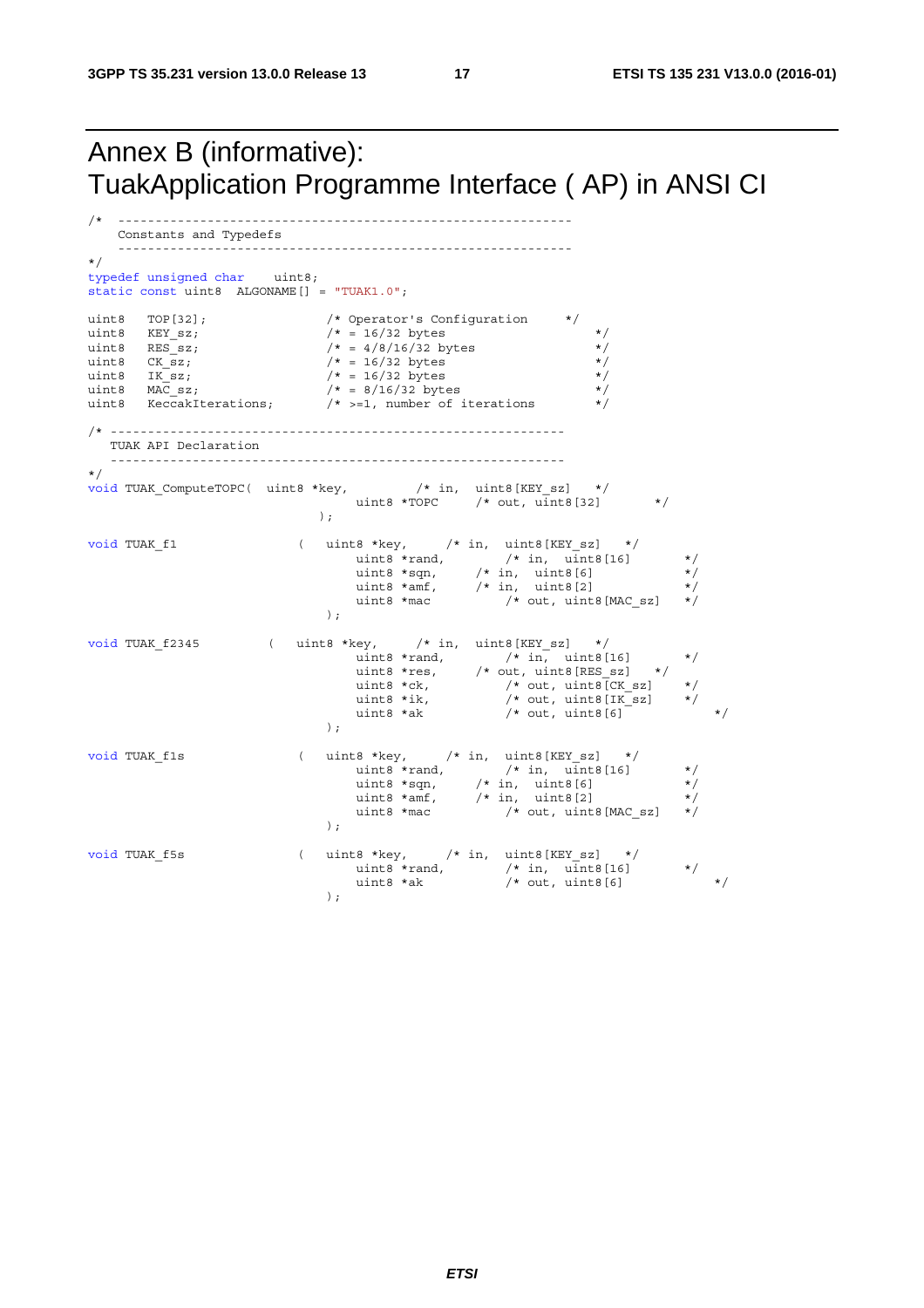# Annex B (informative): TuakApplication Programme Interface ( AP) in ANSI CI

```
/*  ---------------------------------------------------------
    Constants and Typedefs
    ---------------------------------------------------------
*/
typedef unsigned char    uint8;
static const uint8  ALGONAME[] = "TUAK1.0";

uint8   TOP[32];               /* Operator's Configuration     */
uint8   KEY_sz;                /* = 16/32 bytes                */
uint8   RES_sz;                /* = 4/8/16/32 bytes            */
uint8   CK_sz;                 /* = 16/32 bytes                */
uint8   IK_sz;                 /* = 16/32 bytes                */
uint8   MAC_sz;                /* = 8/16/32 bytes              */
uint8   KeccakIterations;      /* >=1, number of iterations    */

/* ---------------------------------------------------------
   TUAK API Declaration
   ---------------------------------------------------------
*/
void TUAK_ComputeTOPC(  uint8 *key,        /* in,  uint8[KEY_sz]   */
                            uint8 *TOPC     /* out, uint8[32]       */
                          );

void TUAK_f1              (  uint8 *key,     /* in,  uint8[KEY_sz]   */
                            uint8 *rand,        /* in,  uint8[16]       */
                            uint8 *sqn,     /* in,  uint8[6]            */
                            uint8 *amf,     /* in,  uint8[2]            */
                            uint8 *mac          /* out, uint8[MAC_sz]   */
                           );

void TUAK_f2345         (  uint8 *key,     /* in,  uint8[KEY_sz]   */
                            uint8 *rand,        /* in,  uint8[16]       */
                            uint8 *res,     /* out, uint8[RES_sz]   */
                            uint8 *ck,          /* out, uint8[CK_sz]    */
                            uint8 *ik,          /* out, uint8[IK_sz]    */
                            uint8 *ak           /* out, uint8[6]            */
                           );

void TUAK_f1s             (  uint8 *key,     /* in,  uint8[KEY_sz]   */
                            uint8 *rand,        /* in,  uint8[16]       */
                            uint8 *sqn,     /* in,  uint8[6]            */
                            uint8 *amf,     /* in,  uint8[2]            */
                            uint8 *mac          /* out, uint8[MAC_sz]   */
                           );

void TUAK_f5s             (  uint8 *key,     /* in,  uint8[KEY_sz]   */
                            uint8 *rand,        /* in,  uint8[16]       */
                            uint8 *ak           /* out, uint8[6]            */
                           );
```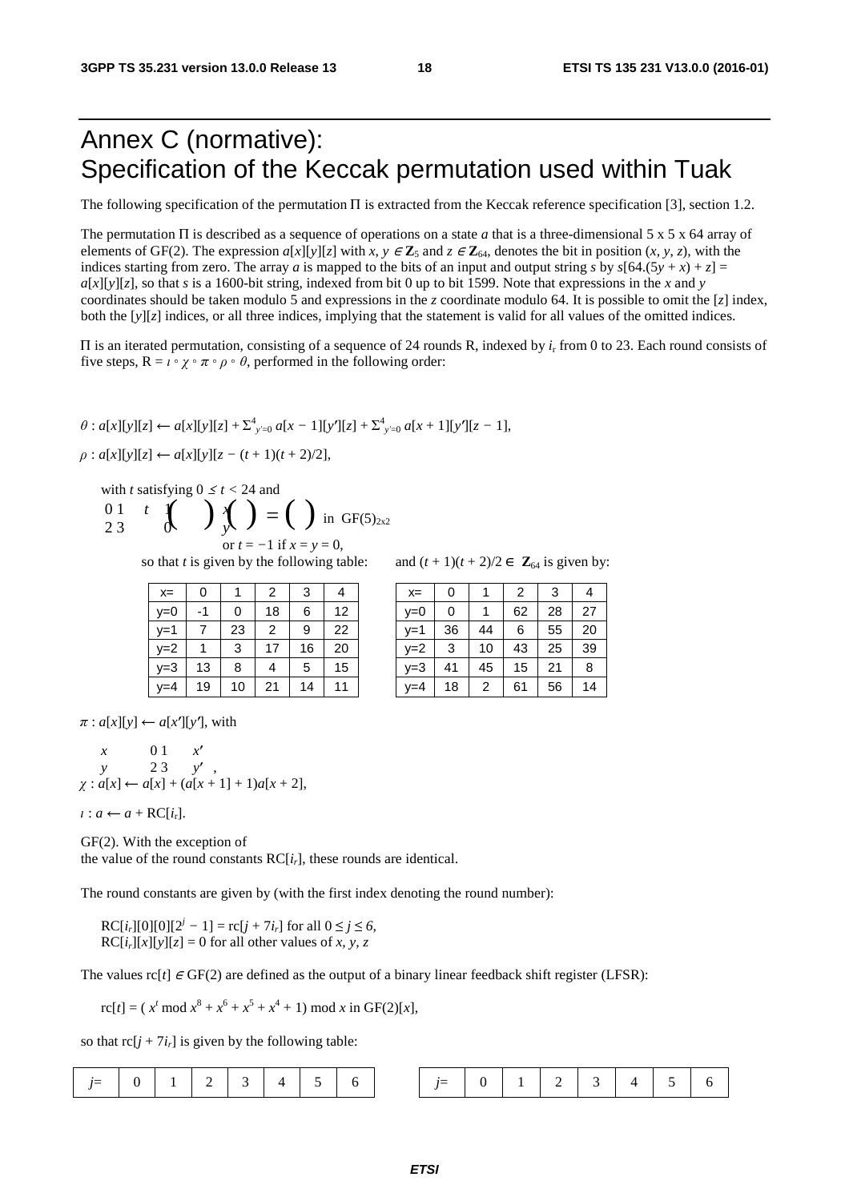# Annex C (normative): Specification of the Keccak permutation used within Tuak

The following specification of the permutation Π is extracted from the Keccak reference specification [3], section 1.2.

The permutation Π is described as a sequence of operations on a state *a* that is a three-dimensional 5 x 5 x 64 array of elements of GF(2). The expression $a[x][y][z]$ with $x, y \in \mathbf{Z}_5$ and $z \in \mathbf{Z}_{64}$, denotes the bit in position $(x, y, z)$, with the indices starting from zero. The array *a* is mapped to the bits of an input and output string *s* by $s[64.(5y + x) + z] = a[x][y][z]$, so that *s* is a 1600-bit string, indexed from bit 0 up to bit 1599. Note that expressions in the *x* and *y* coordinates should be taken modulo 5 and expressions in the *z* coordinate modulo 64. It is possible to omit the [*z*] index, both the [*y*][*z*] indices, or all three indices, implying that the statement is valid for all values of the omitted indices.

Π is an iterated permutation, consisting of a sequence of 24 rounds R, indexed by $i_r$ from 0 to 23. Each round consists of five steps, $R = \iota \circ \chi \circ \pi \circ \rho \circ \theta$, performed in the following order:

$$\theta : a[x][y][z] \leftarrow a[x][y][z] + \Sigma^4_{y'=0}\, a[x-1][y'][z] + \Sigma^4_{y'=0}\, a[x+1][y'][z-1],$$

$$\rho : a[x][y][z] \leftarrow a[x][y][z - (t+1)(t+2)/2],$$

with *t* satisfying $0 \le t < 24$ and $\begin{pmatrix} 0 & 1 \\ 2 & 3 \end{pmatrix}^t \begin{pmatrix} 1 \\ 0 \end{pmatrix} = \begin{pmatrix} x \\ y \end{pmatrix}$ in $\mathrm{GF}(5)^{2\times 2}$

or $t = -1$ if $x = y = 0$,

so that *t* is given by the following table:

| x= | 0 | 1 | 2 | 3 | 4 |
|---|---|---|---|---|---|
| y=0 | -1 | 0 | 18 | 6 | 12 |
| y=1 | 7 | 23 | 2 | 9 | 22 |
| y=2 | 1 | 3 | 17 | 16 | 20 |
| y=3 | 13 | 8 | 4 | 5 | 15 |
| y=4 | 19 | 10 | 21 | 14 | 11 |

and $(t + 1)(t + 2)/2 \in \mathbf{Z}_{64}$ is given by:

| x= | 0 | 1 | 2 | 3 | 4 |
|---|---|---|---|---|---|
| y=0 | 0 | 1 | 62 | 28 | 27 |
| y=1 | 36 | 44 | 6 | 55 | 20 |
| y=2 | 3 | 10 | 43 | 25 | 39 |
| y=3 | 41 | 45 | 15 | 21 | 8 |
| y=4 | 18 | 2 | 61 | 56 | 14 |

$$\pi : a[x][y] \leftarrow a[x'][y'], \text{ with}$$

$$\begin{pmatrix} x \\ y \end{pmatrix} = \begin{pmatrix} 0 & 1 \\ 2 & 3 \end{pmatrix} \begin{pmatrix} x' \\ y' \end{pmatrix},$$

$$\chi : a[x] \leftarrow a[x] + (a[x+1] + 1)a[x+2],$$

$$\iota : a \leftarrow a + \mathrm{RC}[i_r].$$

GF(2). With the exception of the value of the round constants $\mathrm{RC}[i_r]$, these rounds are identical.

The round constants are given by (with the first index denoting the round number):

$\mathrm{RC}[i_r][0][0][2^j - 1] = \mathrm{rc}[j + 7i_r]$ for all $0 \le j \le 6$,
$\mathrm{RC}[i_r][x][y][z] = 0$ for all other values of $x, y, z$

The values $\mathrm{rc}[t] \in \mathrm{GF}(2)$ are defined as the output of a binary linear feedback shift register (LFSR):

$$\mathrm{rc}[t] = (\, x^t \bmod x^8 + x^6 + x^5 + x^4 + 1) \bmod x \text{ in } \mathrm{GF}(2)[x],$$

so that $\mathrm{rc}[j + 7i_r]$ is given by the following table:

| j= | 0 | 1 | 2 | 3 | 4 | 5 | 6 |
|---|---|---|---|---|---|---|---|

| j= | 0 | 1 | 2 | 3 | 4 | 5 | 6 |
|---|---|---|---|---|---|---|---|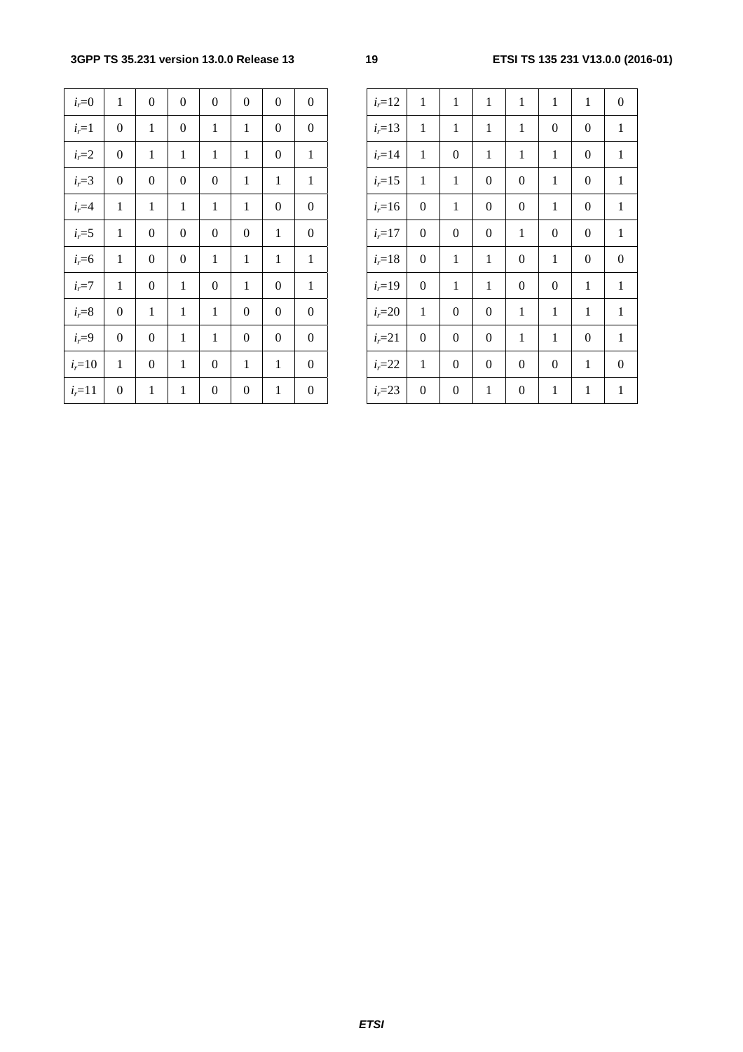| $i_r$=0 | 1 | 0 | 0 | 0 | 0 | 0 | 0 |
|---|---|---|---|---|---|---|---|
| $i_r$=1 | 0 | 1 | 0 | 1 | 1 | 0 | 0 |
| $i_r$=2 | 0 | 1 | 1 | 1 | 1 | 0 | 1 |
| $i_r$=3 | 0 | 0 | 0 | 0 | 1 | 1 | 1 |
| $i_r$=4 | 1 | 1 | 1 | 1 | 1 | 0 | 0 |
| $i_r$=5 | 1 | 0 | 0 | 0 | 0 | 1 | 0 |
| $i_r$=6 | 1 | 0 | 0 | 1 | 1 | 1 | 1 |
| $i_r$=7 | 1 | 0 | 1 | 0 | 1 | 0 | 1 |
| $i_r$=8 | 0 | 1 | 1 | 1 | 0 | 0 | 0 |
| $i_r$=9 | 0 | 0 | 1 | 1 | 0 | 0 | 0 |
| $i_r$=10 | 1 | 0 | 1 | 0 | 1 | 1 | 0 |
| $i_r$=11 | 0 | 1 | 1 | 0 | 0 | 1 | 0 |

| $i_r$=12 | 1 | 1 | 1 | 1 | 1 | 1 | 0 |
|---|---|---|---|---|---|---|---|
| $i_r$=13 | 1 | 1 | 1 | 1 | 0 | 0 | 1 |
| $i_r$=14 | 1 | 0 | 1 | 1 | 1 | 0 | 1 |
| $i_r$=15 | 1 | 1 | 0 | 0 | 1 | 0 | 1 |
| $i_r$=16 | 0 | 1 | 0 | 0 | 1 | 0 | 1 |
| $i_r$=17 | 0 | 0 | 0 | 1 | 0 | 0 | 1 |
| $i_r$=18 | 0 | 1 | 1 | 0 | 1 | 0 | 0 |
| $i_r$=19 | 0 | 1 | 1 | 0 | 0 | 1 | 1 |
| $i_r$=20 | 1 | 0 | 0 | 1 | 1 | 1 | 1 |
| $i_r$=21 | 0 | 0 | 0 | 1 | 1 | 0 | 1 |
| $i_r$=22 | 1 | 0 | 0 | 0 | 0 | 1 | 0 |
| $i_r$=23 | 0 | 0 | 1 | 0 | 1 | 1 | 1 |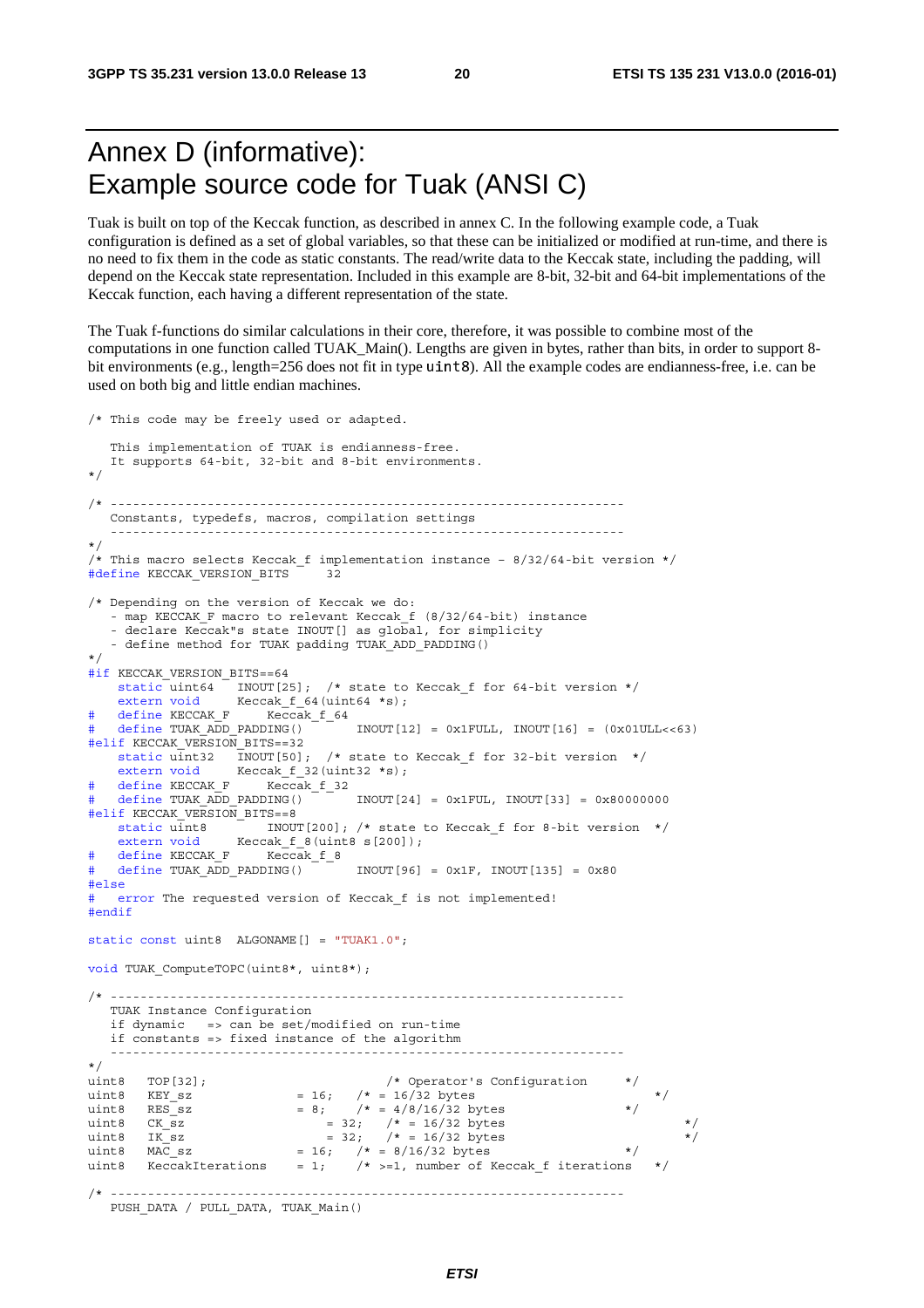# Annex D (informative): Example source code for Tuak (ANSI C)

Tuak is built on top of the Keccak function, as described in annex C. In the following example code, a Tuak configuration is defined as a set of global variables, so that these can be initialized or modified at run-time, and there is no need to fix them in the code as static constants. The read/write data to the Keccak state, including the padding, will depend on the Keccak state representation. Included in this example are 8-bit, 32-bit and 64-bit implementations of the Keccak function, each having a different representation of the state.

The Tuak f-functions do similar calculations in their core, therefore, it was possible to combine most of the computations in one function called TUAK_Main(). Lengths are given in bytes, rather than bits, in order to support 8-bit environments (e.g., length=256 does not fit in type uint8). All the example codes are endianness-free, i.e. can be used on both big and little endian machines.

```
/* This code may be freely used or adapted.

   This implementation of TUAK is endianness-free.
   It supports 64-bit, 32-bit and 8-bit environments.
*/

/* -------------------------------------------------------------------
   Constants, typedefs, macros, compilation settings
   -------------------------------------------------------------------
*/
/* This macro selects Keccak_f implementation instance - 8/32/64-bit version */
#define KECCAK_VERSION_BITS     32

/* Depending on the version of Keccak we do:
   - map KECCAK_F macro to relevant Keccak_f (8/32/64-bit) instance
   - declare Keccak"s state INOUT[] as global, for simplicity
   - define method for TUAK padding TUAK_ADD_PADDING()
*/
#if KECCAK_VERSION_BITS==64
    static uint64   INOUT[25];  /* state to Keccak_f for 64-bit version */
    extern void     Keccak_f_64(uint64 *s);
#   define KECCAK_F     Keccak_f_64
#   define TUAK_ADD_PADDING()       INOUT[12] = 0x1FULL, INOUT[16] = (0x01ULL<<63)
#elif KECCAK_VERSION_BITS==32
    static uint32   INOUT[50];  /* state to Keccak_f for 32-bit version  */
    extern void     Keccak_f_32(uint32 *s);
#   define KECCAK_F     Keccak_f_32
#   define TUAK_ADD_PADDING()       INOUT[24] = 0x1FUL, INOUT[33] = 0x80000000
#elif KECCAK_VERSION_BITS==8
    static uint8        INOUT[200]; /* state to Keccak_f for 8-bit version  */
    extern void     Keccak_f_8(uint8 s[200]);
#   define KECCAK_F     Keccak_f_8
#   define TUAK_ADD_PADDING()       INOUT[96] = 0x1F, INOUT[135] = 0x80
#else
#   error The requested version of Keccak_f is not implemented!
#endif

static const uint8  ALGONAME[] = "TUAK1.0";

void TUAK_ComputeTOPC(uint8*, uint8*);

/* -------------------------------------------------------------------
   TUAK Instance Configuration
   if dynamic   => can be set/modified on run-time
   if constants => fixed instance of the algorithm
   -------------------------------------------------------------------
*/
uint8   TOP[32];                        /* Operator's Configuration     */
uint8   KEY_sz              = 16;   /* = 16/32 bytes                    */
uint8   RES_sz              = 8;    /* = 4/8/16/32 bytes            */
uint8   CK_sz                   = 32;   /* = 16/32 bytes                    */
uint8   IK_sz                   = 32;   /* = 16/32 bytes                    */
uint8   MAC_sz              = 16;   /* = 8/16/32 bytes              */
uint8   KeccakIterations    = 1;    /* >=1, number of Keccak_f iterations   */

/* -------------------------------------------------------------------
   PUSH_DATA / PULL_DATA, TUAK_Main()
```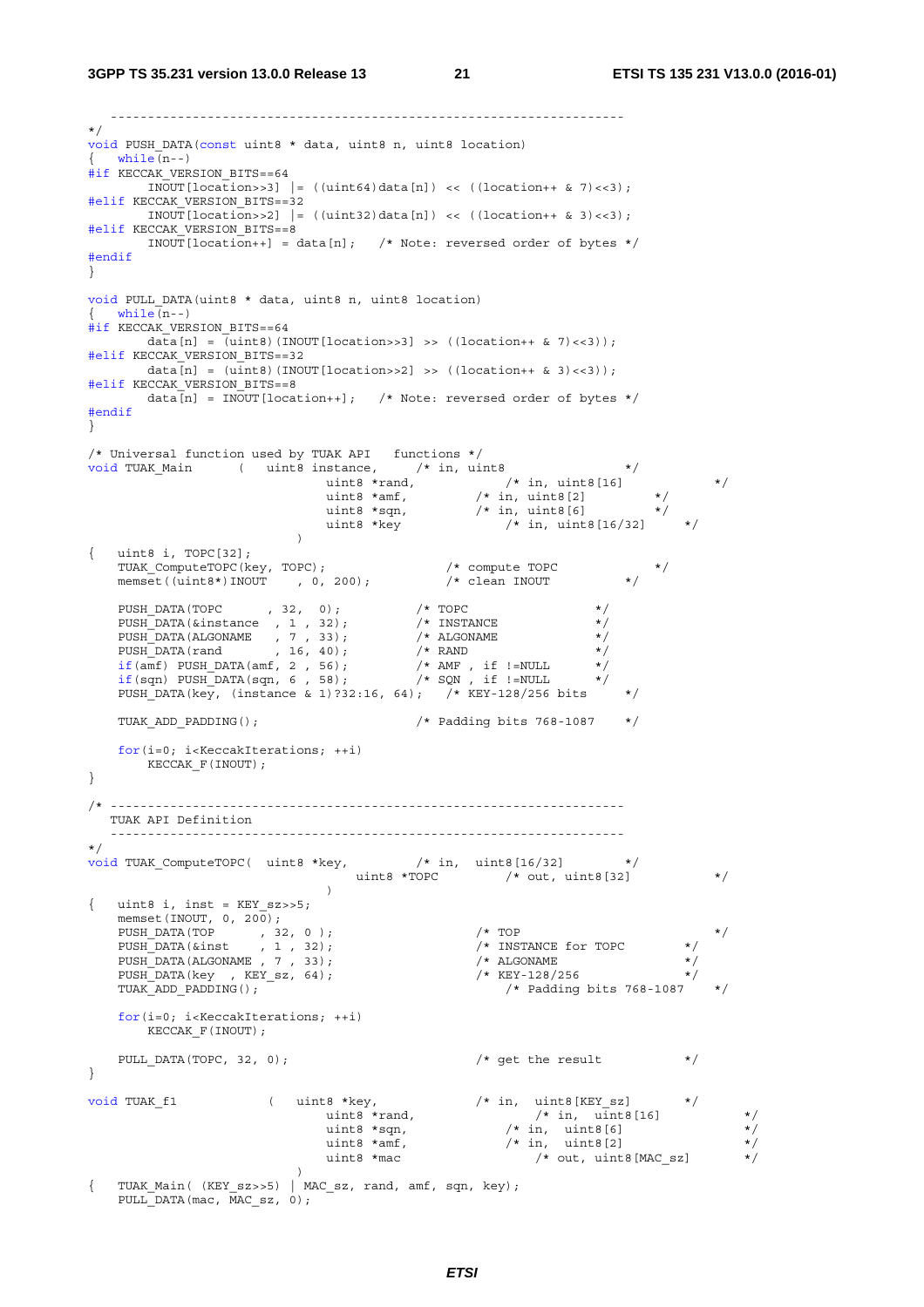```
   -------------------------------------------------------------------
*/
void PUSH_DATA(const uint8 * data, uint8 n, uint8 location)
{   while(n--)
#if KECCAK_VERSION_BITS==64
        INOUT[location>>3] |= ((uint64)data[n]) << ((location++ & 7)<<3);
#elif KECCAK_VERSION_BITS==32
        INOUT[location>>2] |= ((uint32)data[n]) << ((location++ & 3)<<3);
#elif KECCAK_VERSION_BITS==8
        INOUT[location++] = data[n];    /* Note: reversed order of bytes */
#endif
}

void PULL_DATA(uint8 * data, uint8 n, uint8 location)
{   while(n--)
#if KECCAK_VERSION_BITS==64
        data[n] = (uint8)(INOUT[location>>3] >> ((location++ & 7)<<3));
#elif KECCAK_VERSION_BITS==32
        data[n] = (uint8)(INOUT[location>>2] >> ((location++ & 3)<<3));
#elif KECCAK_VERSION_BITS==8
        data[n] = INOUT[location++];    /* Note: reversed order of bytes */
#endif
}

/* Universal function used by TUAK API   functions */
void TUAK_Main      (   uint8 instance,     /* in, uint8                */
                                uint8 *rand,            /* in, uint8[16]            */
                                uint8 *amf,         /* in, uint8[2]         */
                                uint8 *sqn,         /* in, uint8[6]         */
                                uint8 *key              /* in, uint8[16/32]     */
                            )
{   uint8 i, TOPC[32];
    TUAK_ComputeTOPC(key, TOPC);                /* compute TOPC             */
    memset((uint8*)INOUT    , 0, 200);          /* clean INOUT          */

    PUSH_DATA(TOPC      , 32,  0);          /* TOPC                 */
    PUSH_DATA(&instance  , 1 , 32);         /* INSTANCE             */
    PUSH_DATA(ALGONAME   , 7 , 33);         /* ALGONAME             */
    PUSH_DATA(rand       , 16, 40);         /* RAND                 */
    if(amf) PUSH_DATA(amf, 2 , 56);         /* AMF , if !=NULL      */
    if(sqn) PUSH_DATA(sqn, 6 , 58);         /* SQN , if !=NULL      */
    PUSH_DATA(key, (instance & 1)?32:16, 64);   /* KEY-128/256 bits     */

    TUAK_ADD_PADDING();                     /* Padding bits 768-1087    */

    for(i=0; i<KeccakIterations; ++i)
        KECCAK_F(INOUT);
}

/* -------------------------------------------------------------------
   TUAK API Definition
   -------------------------------------------------------------------
*/
void TUAK_ComputeTOPC(  uint8 *key,         /* in,  uint8[16/32]        */
                                    uint8 *TOPC         /* out, uint8[32]           */
                                )
{   uint8 i, inst = KEY_sz>>5;
    memset(INOUT, 0, 200);
    PUSH_DATA(TOP      , 32, 0 );                   /* TOP                      */
    PUSH_DATA(&inst    , 1 , 32);                   /* INSTANCE for TOPC        */
    PUSH_DATA(ALGONAME , 7 , 33);                   /* ALGONAME                 */
    PUSH_DATA(key  , KEY_sz, 64);                   /* KEY-128/256              */
    TUAK_ADD_PADDING();                                 /* Padding bits 768-1087    */

    for(i=0; i<KeccakIterations; ++i)
        KECCAK_F(INOUT);

    PULL_DATA(TOPC, 32, 0);                         /* get the result           */
}

void TUAK_f1            (   uint8 *key,             /* in,  uint8[KEY_sz]       */
                                uint8 *rand,                /* in,  uint8[16]           */
                                uint8 *sqn,             /* in,  uint8[6]                */
                                uint8 *amf,             /* in,  uint8[2]                */
                                uint8 *mac                  /* out, uint8[MAC_sz]       */
                            )
{   TUAK_Main( (KEY_sz>>5) | MAC_sz, rand, amf, sqn, key);
    PULL_DATA(mac, MAC_sz, 0);
```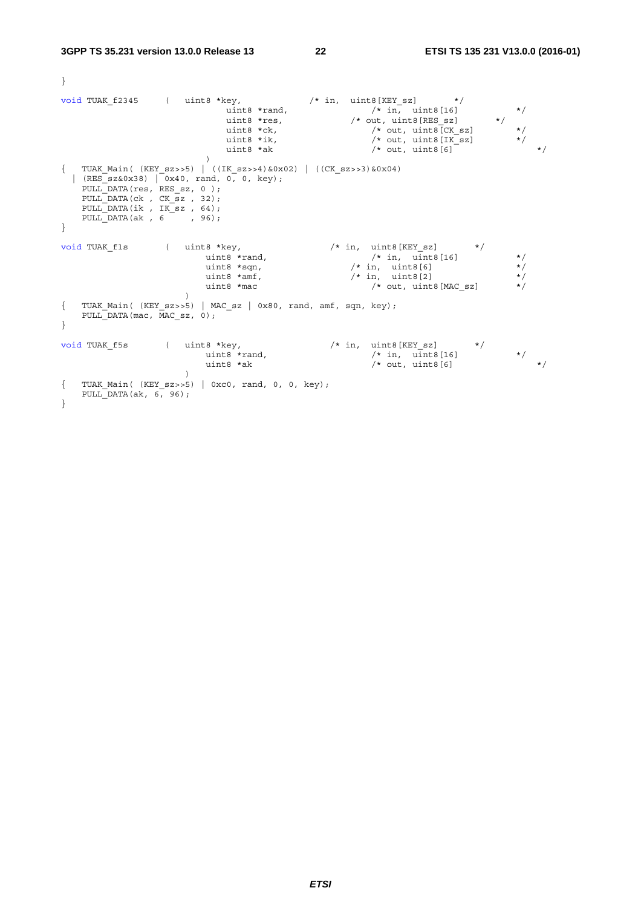```
}

void TUAK_f2345     (   uint8 *key,             /* in,  uint8[KEY_sz]       */
                            uint8 *rand,                /* in,  uint8[16]           */
                            uint8 *res,             /* out, uint8[RES_sz]       */
                            uint8 *ck,                  /* out, uint8[CK_sz]        */
                            uint8 *ik,                  /* out, uint8[IK_sz]        */
                            uint8 *ak                   /* out, uint8[6]                */
                        )
{   TUAK_Main( (KEY_sz>>5) | ((IK_sz>>4)&0x02) | ((CK_sz>>3)&0x04)
  | (RES_sz&0x38) | 0x40, rand, 0, 0, key);
    PULL_DATA(res, RES_sz, 0 );
    PULL_DATA(ck , CK_sz , 32);
    PULL_DATA(ik , IK_sz , 64);
    PULL_DATA(ak , 6     , 96);
}

void TUAK_f1s       (   uint8 *key,                 /* in,  uint8[KEY_sz]       */
                        uint8 *rand,                    /* in,  uint8[16]           */
                        uint8 *sqn,                 /* in,  uint8[6]                */
                        uint8 *amf,                 /* in,  uint8[2]                */
                        uint8 *mac                      /* out, uint8[MAC_sz]       */
                    )
{   TUAK_Main( (KEY_sz>>5) | MAC_sz | 0x80, rand, amf, sqn, key);
    PULL_DATA(mac, MAC_sz, 0);
}

void TUAK_f5s       (   uint8 *key,                 /* in,  uint8[KEY_sz]       */
                        uint8 *rand,                    /* in,  uint8[16]           */
                        uint8 *ak                       /* out, uint8[6]                */
                    )
{   TUAK_Main( (KEY_sz>>5) | 0xc0, rand, 0, 0, key);
    PULL_DATA(ak, 6, 96);
}
```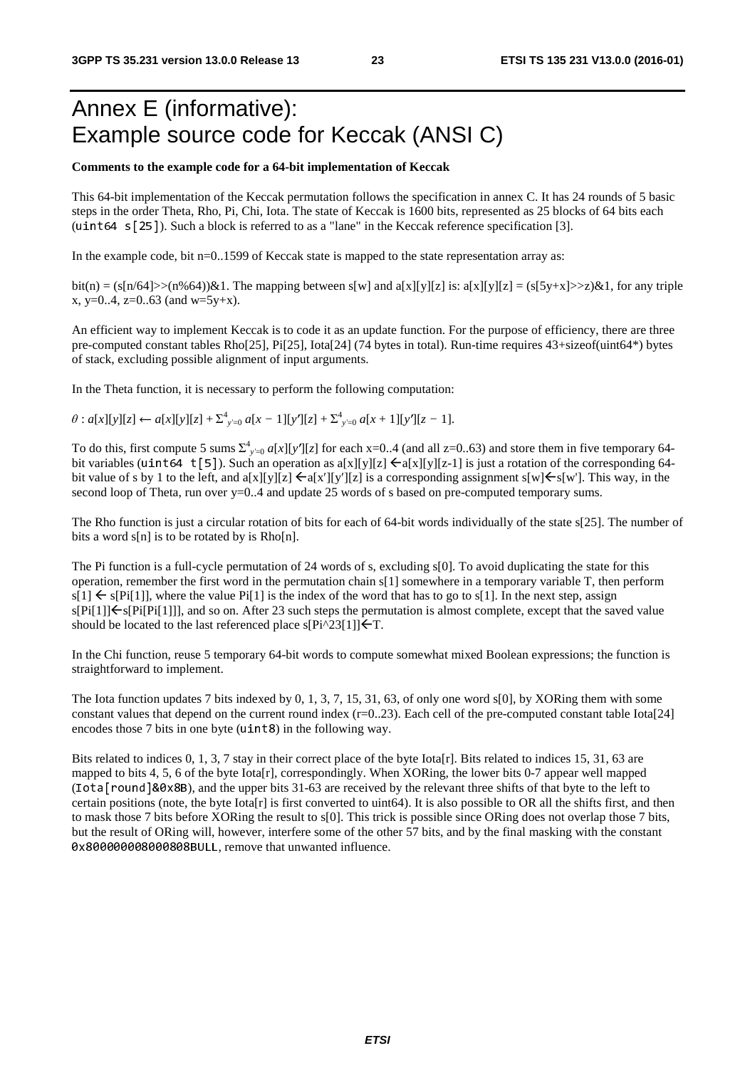# Annex E (informative): Example source code for Keccak (ANSI C)

**Comments to the example code for a 64-bit implementation of Keccak**

This 64-bit implementation of the Keccak permutation follows the specification in annex C. It has 24 rounds of 5 basic steps in the order Theta, Rho, Pi, Chi, Iota. The state of Keccak is 1600 bits, represented as 25 blocks of 64 bits each (`uint64 s[25]`). Such a block is referred to as a "lane" in the Keccak reference specification [3].

In the example code, bit n=0..1599 of Keccak state is mapped to the state representation array as:

bit(n) = (s[n/64]>>(n%64))&1. The mapping between s[w] and a[x][y][z] is: a[x][y][z] = (s[5y+x]>>z)&1, for any triple x, y=0..4, z=0..63 (and w=5y+x).

An efficient way to implement Keccak is to code it as an update function. For the purpose of efficiency, there are three pre-computed constant tables Rho[25], Pi[25], Iota[24] (74 bytes in total). Run-time requires 43+sizeof(uint64*) bytes of stack, excluding possible alignment of input arguments.

In the Theta function, it is necessary to perform the following computation:

$\theta : a[x][y][z] \leftarrow a[x][y][z] + \Sigma^{4}_{y'=0}\, a[x-1][y'][z] + \Sigma^{4}_{y'=0}\, a[x+1][y'][z-1].$

To do this, first compute 5 sums $\Sigma^{4}_{y'=0}\, a[x][y'][z]$ for each x=0..4 (and all z=0..63) and store them in five temporary 64-bit variables (`uint64 t[5]`). Such an operation as a[x][y][z] ← a[x][y][z-1] is just a rotation of the corresponding 64-bit value of s by 1 to the left, and a[x][y][z] ← a[x'][y'][z] is a corresponding assignment s[w] ← s[w']. This way, in the second loop of Theta, run over y=0..4 and update 25 words of s based on pre-computed temporary sums.

The Rho function is just a circular rotation of bits for each of 64-bit words individually of the state s[25]. The number of bits a word s[n] is to be rotated by is Rho[n].

The Pi function is a full-cycle permutation of 24 words of s, excluding s[0]. To avoid duplicating the state for this operation, remember the first word in the permutation chain s[1] somewhere in a temporary variable T, then perform s[1] ← s[Pi[1]], where the value Pi[1] is the index of the word that has to go to s[1]. In the next step, assign s[Pi[1]]←s[Pi[Pi[1]]], and so on. After 23 such steps the permutation is almost complete, except that the saved value should be located to the last referenced place s[Pi^23[1]]←T.

In the Chi function, reuse 5 temporary 64-bit words to compute somewhat mixed Boolean expressions; the function is straightforward to implement.

The Iota function updates 7 bits indexed by 0, 1, 3, 7, 15, 31, 63, of only one word s[0], by XORing them with some constant values that depend on the current round index (r=0..23). Each cell of the pre-computed constant table Iota[24] encodes those 7 bits in one byte (`uint8`) in the following way.

Bits related to indices 0, 1, 3, 7 stay in their correct place of the byte Iota[r]. Bits related to indices 15, 31, 63 are mapped to bits 4, 5, 6 of the byte Iota[r], correspondingly. When XORing, the lower bits 0-7 appear well mapped (`Iota[round]&0x8B`), and the upper bits 31-63 are received by the relevant three shifts of that byte to the left to certain positions (note, the byte Iota[r] is first converted to uint64). It is also possible to OR all the shifts first, and then to mask those 7 bits before XORing the result to s[0]. This trick is possible since ORing does not overlap those 7 bits, but the result of ORing will, however, interfere some of the other 57 bits, and by the final masking with the constant `0x800000008000808BULL`, remove that unwanted influence.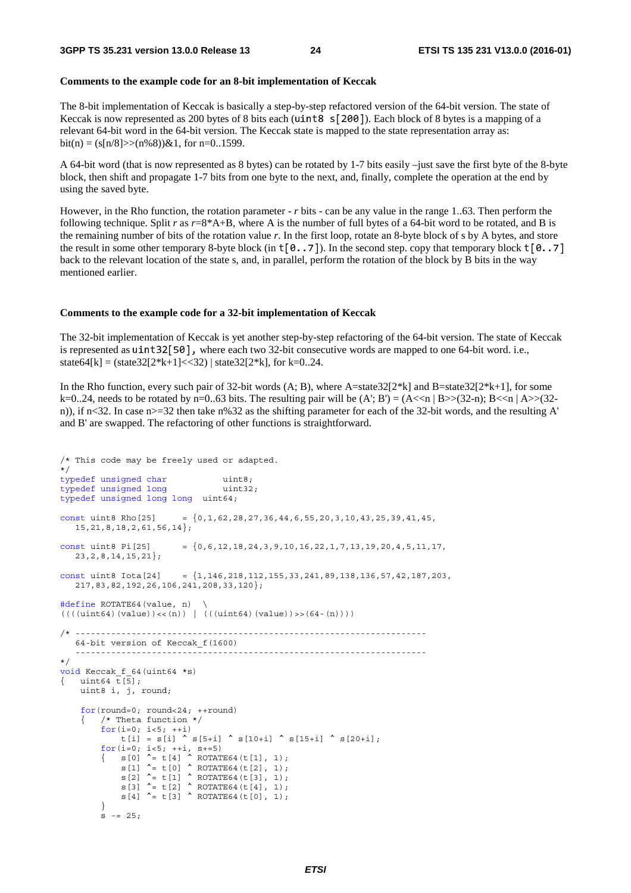**Comments to the example code for an 8-bit implementation of Keccak**

The 8-bit implementation of Keccak is basically a step-by-step refactored version of the 64-bit version. The state of Keccak is now represented as 200 bytes of 8 bits each (`uint8 s[200]`). Each block of 8 bytes is a mapping of a relevant 64-bit word in the 64-bit version. The Keccak state is mapped to the state representation array as: bit(n) = (s[n/8]>>(n%8))&1, for n=0..1599.

A 64-bit word (that is now represented as 8 bytes) can be rotated by 1-7 bits easily –just save the first byte of the 8-byte block, then shift and propagate 1-7 bits from one byte to the next, and, finally, complete the operation at the end by using the saved byte.

However, in the Rho function, the rotation parameter - *r* bits - can be any value in the range 1..63. Then perform the following technique. Split *r* as *r*=8\*A+B, where A is the number of full bytes of a 64-bit word to be rotated, and B is the remaining number of bits of the rotation value *r*. In the first loop, rotate an 8-byte block of s by A bytes, and store the result in some other temporary 8-byte block (in `t[0..7]`). In the second step. copy that temporary block `t[0..7]` back to the relevant location of the state s, and, in parallel, perform the rotation of the block by B bits in the way mentioned earlier.

**Comments to the example code for a 32-bit implementation of Keccak**

The 32-bit implementation of Keccak is yet another step-by-step refactoring of the 64-bit version. The state of Keccak is represented as `uint32[50]`, where each two 32-bit consecutive words are mapped to one 64-bit word. i.e., state64[k] = (state32[2\*k+1]<<32) | state32[2\*k], for k=0..24.

In the Rho function, every such pair of 32-bit words (A; B), where A=state32[2\*k] and B=state32[2\*k+1], for some k=0..24, needs to be rotated by n=0..63 bits. The resulting pair will be (A'; B') = (A<<n | B>>(32-n); B<<n | A>>(32-n)), if n<32. In case n>=32 then take n%32 as the shifting parameter for each of the 32-bit words, and the resulting A' and B' are swapped. The refactoring of other functions is straightforward.

```
/* This code may be freely used or adapted.
*/
typedef unsigned char          uint8;
typedef unsigned long          uint32;
typedef unsigned long long  uint64;

const uint8 Rho[25]     = {0,1,62,28,27,36,44,6,55,20,3,10,43,25,39,41,45,
   15,21,8,18,2,61,56,14};

const uint8 Pi[25]      = {0,6,12,18,24,3,9,10,16,22,1,7,13,19,20,4,5,11,17,
   23,2,8,14,15,21};

const uint8 Iota[24]    = {1,146,218,112,155,33,241,89,138,136,57,42,187,203,
   217,83,82,192,26,106,241,208,33,120};

#define ROTATE64(value, n)  \
((((uint64)(value))<<(n)) | (((uint64)(value))>>(64-(n))))

/* ---------------------------------------------------------------------
   64-bit version of Keccak_f(1600)
   ---------------------------------------------------------------------
*/
void Keccak_f_64(uint64 *s)
{   uint64 t[5];
    uint8 i, j, round;

    for(round=0; round<24; ++round)
    {   /* Theta function */
        for(i=0; i<5; ++i)
            t[i] = s[i] ^ s[5+i] ^ s[10+i] ^ s[15+i] ^ s[20+i];
        for(i=0; i<5; ++i, s+=5)
        {   s[0] ^= t[4] ^ ROTATE64(t[1], 1);
            s[1] ^= t[0] ^ ROTATE64(t[2], 1);
            s[2] ^= t[1] ^ ROTATE64(t[3], 1);
            s[3] ^= t[2] ^ ROTATE64(t[4], 1);
            s[4] ^= t[3] ^ ROTATE64(t[0], 1);
        }
        s -= 25;
```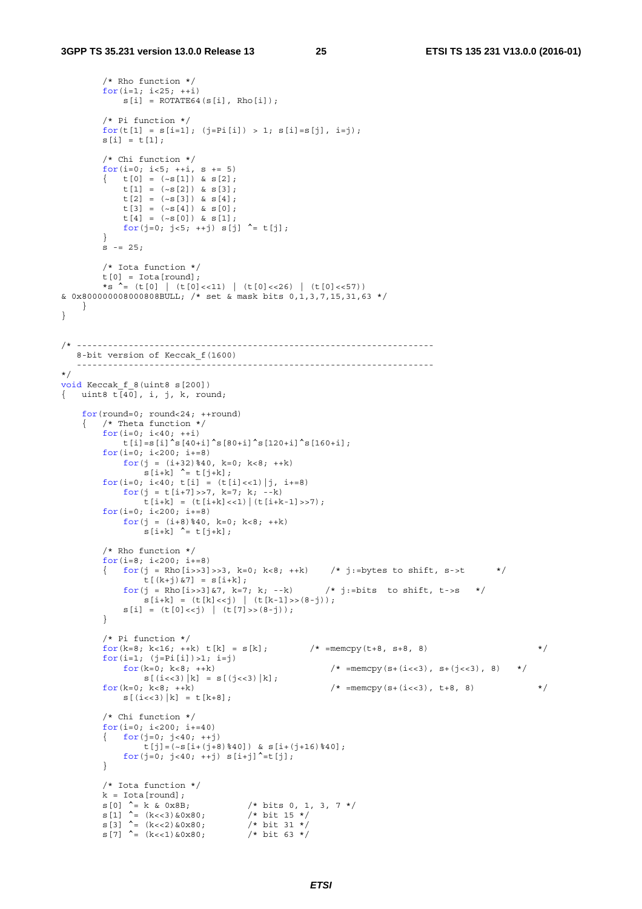```
        /* Rho function */
        for(i=1; i<25; ++i)
            s[i] = ROTATE64(s[i], Rho[i]);

        /* Pi function */
        for(t[1] = s[i=1]; (j=Pi[i]) > 1; s[i]=s[j], i=j);
        s[i] = t[1];

        /* Chi function */
        for(i=0; i<5; ++i, s += 5)
        {   t[0] = (~s[1]) & s[2];
            t[1] = (~s[2]) & s[3];
            t[2] = (~s[3]) & s[4];
            t[3] = (~s[4]) & s[0];
            t[4] = (~s[0]) & s[1];
            for(j=0; j<5; ++j) s[j] ^= t[j];
        }
        s -= 25;

        /* Iota function */
        t[0] = Iota[round];
        *s ^= (t[0] | (t[0]<<11) | (t[0]<<26) | (t[0]<<57))
& 0x800000008000808BULL; /* set & mask bits 0,1,3,7,15,31,63 */
    }
}


/* ------------------------------------------------------------------
   8-bit version of Keccak_f(1600)
   ------------------------------------------------------------------
*/
void Keccak_f_8(uint8 s[200])
{   uint8 t[40], i, j, k, round;

    for(round=0; round<24; ++round)
    {   /* Theta function */
        for(i=0; i<40; ++i)
            t[i]=s[i]^s[40+i]^s[80+i]^s[120+i]^s[160+i];
        for(i=0; i<200; i+=8)
            for(j = (i+32)%40, k=0; k<8; ++k)
                s[i+k] ^= t[j+k];
        for(i=0; i<40; t[i] = (t[i]<<1)|j, i+=8)
            for(j = t[i+7]>>7, k=7; k; --k)
                t[i+k] = (t[i+k]<<1)|(t[i+k-1]>>7);
        for(i=0; i<200; i+=8)
            for(j = (i+8)%40, k=0; k<8; ++k)
                s[i+k] ^= t[j+k];

        /* Rho function */
        for(i=8; i<200; i+=8)
        {   for(j = Rho[i>>3]>>3, k=0; k<8; ++k)    /* j:=bytes to shift, s->t      */
                t[(k+j)&7] = s[i+k];
            for(j = Rho[i>>3]&7, k=7; k; --k)      /* j:=bits  to shift, t->s   */
                s[i+k] = (t[k]<<j) | (t[k-1]>>(8-j));
            s[i] = (t[0]<<j) | (t[7]>>(8-j));
        }

        /* Pi function */
        for(k=8; k<16; ++k) t[k] = s[k];        /* =memcpy(t+8, s+8, 8)                     */
        for(i=1; (j=Pi[i])>1; i=j)
            for(k=0; k<8; ++k)                      /* =memcpy(s+(i<<3), s+(j<<3), 8)   */
                s[(i<<3)|k] = s[(j<<3)|k];
        for(k=0; k<8; ++k)                          /* =memcpy(s+(i<<3), t+8, 8)            */
            s[(i<<3)|k] = t[k+8];

        /* Chi function */
        for(i=0; i<200; i+=40)
        {   for(j=0; j<40; ++j)
                t[j]=(~s[i+(j+8)%40]) & s[i+(j+16)%40];
            for(j=0; j<40; ++j) s[i+j]^=t[j];
        }

        /* Iota function */
        k = Iota[round];
        s[0] ^= k & 0x8B;           /* bits 0, 1, 3, 7 */
        s[1] ^= (k<<3)&0x80;        /* bit 15 */
        s[3] ^= (k<<2)&0x80;        /* bit 31 */
        s[7] ^= (k<<1)&0x80;        /* bit 63 */
```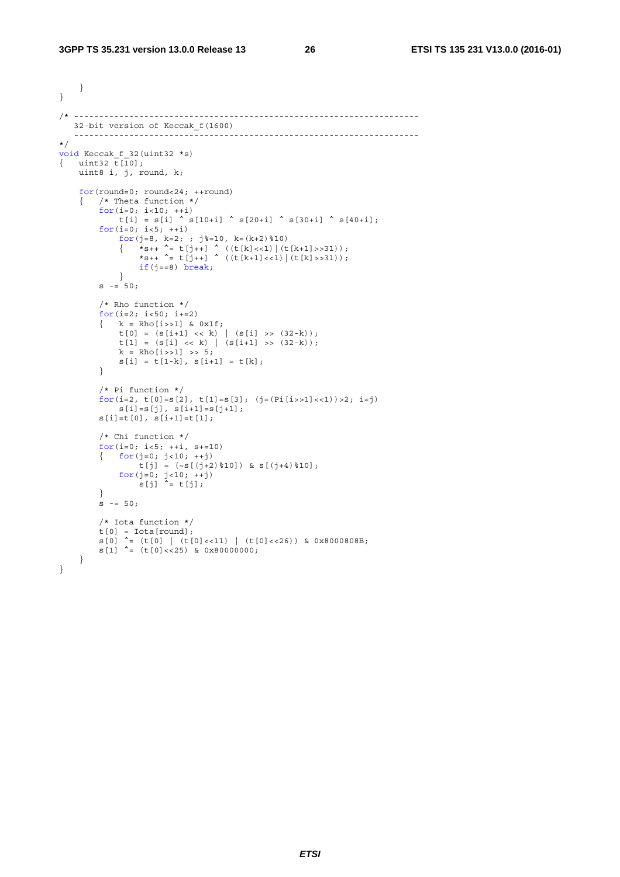```
    }
}

/* ------------------------------------------------------------------
   32-bit version of Keccak_f(1600)
   ------------------------------------------------------------------
*/
void Keccak_f_32(uint32 *s)
{   uint32 t[10];
    uint8 i, j, round, k;

    for(round=0; round<24; ++round)
    {   /* Theta function */
        for(i=0; i<10; ++i)
            t[i] = s[i] ^ s[10+i] ^ s[20+i] ^ s[30+i] ^ s[40+i];
        for(i=0; i<5; ++i)
            for(j=8, k=2; ; j%=10, k=(k+2)%10)
            {   *s++ ^= t[j++] ^ ((t[k]<<1)|(t[k+1]>>31));
                *s++ ^= t[j++] ^ ((t[k+1]<<1)|(t[k]>>31));
                if(j==8) break;
            }
        s -= 50;

        /* Rho function */
        for(i=2; i<50; i+=2)
        {   k = Rho[i>>1] & 0x1f;
            t[0] = (s[i+1] << k) | (s[i] >> (32-k));
            t[1] = (s[i] << k) | (s[i+1] >> (32-k));
            k = Rho[i>>1] >> 5;
            s[i] = t[1-k], s[i+1] = t[k];
        }

        /* Pi function */
        for(i=2, t[0]=s[2], t[1]=s[3]; (j=(Pi[i>>1]<<1))>2; i=j)
            s[i]=s[j], s[i+1]=s[j+1];
        s[i]=t[0], s[i+1]=t[1];

        /* Chi function */
        for(i=0; i<5; ++i, s+=10)
        {   for(j=0; j<10; ++j)
                t[j] = (~s[(j+2)%10]) & s[(j+4)%10];
            for(j=0; j<10; ++j)
                s[j] ^= t[j];
        }
        s -= 50;

        /* Iota function */
        t[0] = Iota[round];
        s[0] ^= (t[0] | (t[0]<<11) | (t[0]<<26)) & 0x8000808B;
        s[1] ^= (t[0]<<25) & 0x80000000;
    }
}
```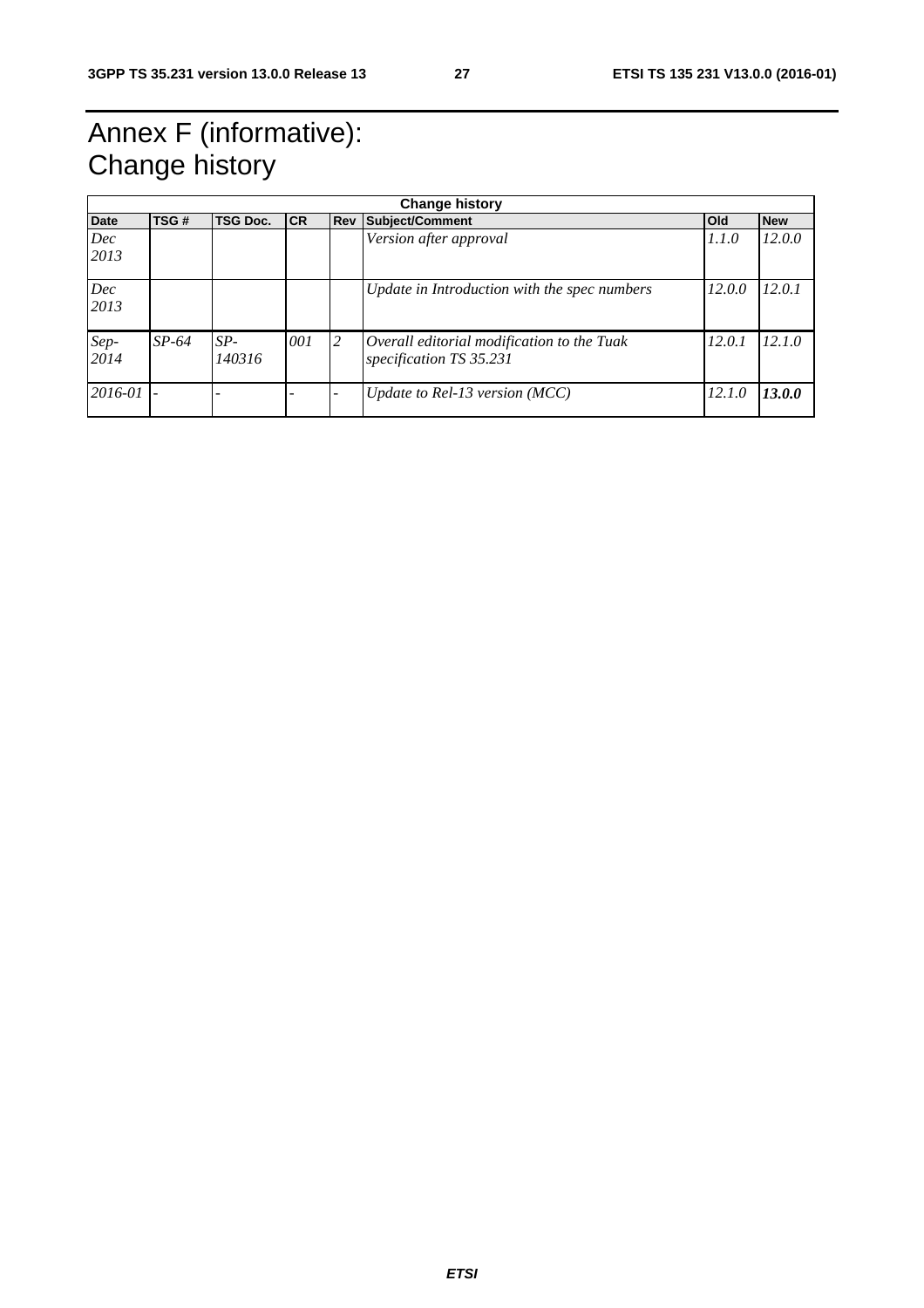# Annex F (informative): Change history

| Change history | | | | | | | |
|---|---|---|---|---|---|---|---|
| **Date** | **TSG #** | **TSG Doc.** | **CR** | **Rev** | **Subject/Comment** | **Old** | **New** |
| *Dec 2013* | | | | | *Version after approval* | *1.1.0* | *12.0.0* |
| *Dec 2013* | | | | | *Update in Introduction with the spec numbers* | *12.0.0* | *12.0.1* |
| *Sep-2014* | *SP-64* | *SP-140316* | *001* | *2* | *Overall editorial modification to the Tuak specification TS 35.231* | *12.0.1* | *12.1.0* |
| *2016-01* | - | - | - | - | *Update to Rel-13 version (MCC)* | *12.1.0* | ***13.0.0*** |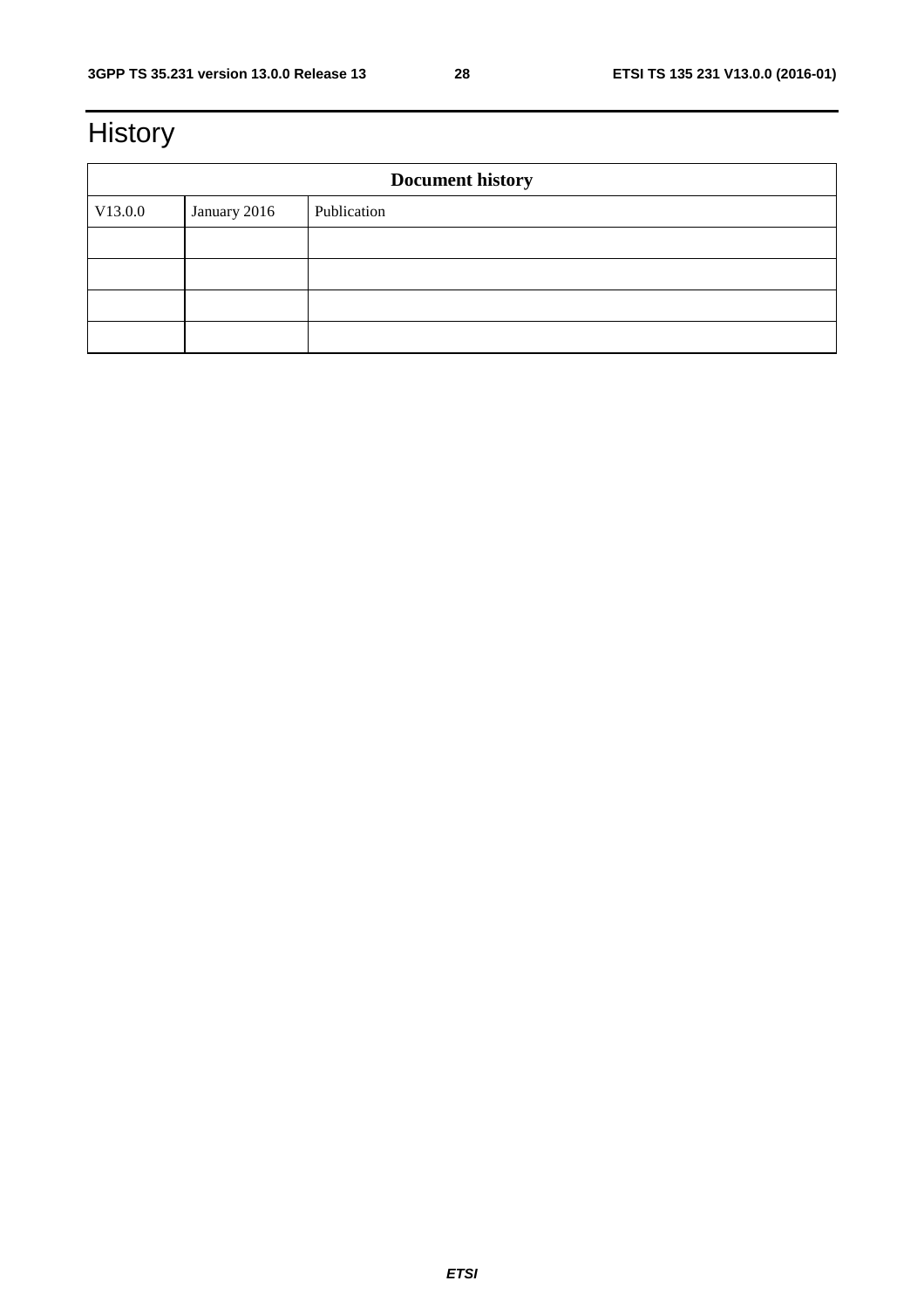# History

| Document history | | |
|---|---|---|
| V13.0.0 | January 2016 | Publication |
| | | |
| | | |
| | | |
| | | |